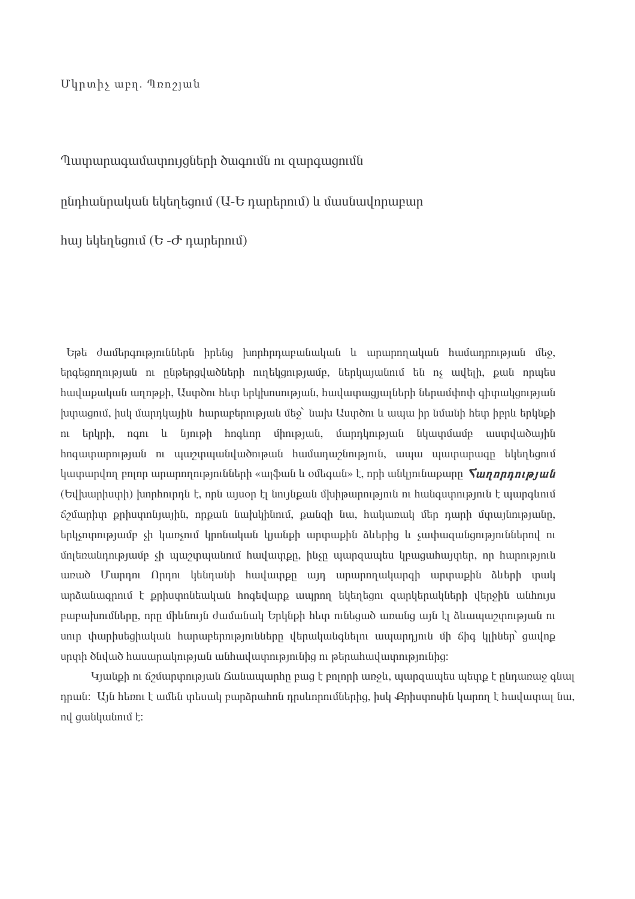Մկրտիչ աբղ. Պռոշյան

# Պատարագամատույցների ծագումն ու զարգացումն ընդհանրական եկեղեցում (Ա-Ե դարերում) և մասնավորաբար հայ եկեղեցում (Ե -Ժ դարերում)

Եթե ժամերգություններն իրենց խորհրդաբանական և արարողական համադրության մեջ, երգեցողության ու ընթերցվածների ուղեկցությամբ, ներկայանում են ոչ ավելի, քան որպես հավաքական աղոթքի, Աստծու հետ երկխոսության, հավատացյալների ներամփոփ գիտակցության խտացում, իսկ մարդկային հարաբերության մեջ՝ նախ Աստծու և ապա իր նմանի հետ իբրև երկնքի ու երկրի, ոգու և նյութի հոգևոր միության, մարդկության նկատմամբ աստվածային հոգատարության ու պաշտպանվածութան համադաշնություն, ապա պատարագը եկեղեցում կատարվող բոլոր արարողությունների «ալֆան և օմեգան» է, որի անկյունաքարը ***Հաղորդության*** (Եվխարիստի) խորհուրդն է, որն այսօր էլ նույնքան մխիթարություն ու հանգստություն է պարգևում ճշմարիտ քրիստոնյային, որքան նախկինում, քանզի նա, հակառակ մեր դարի մտայնությանը, երկչոտությամբ չի կառչում կրոնական կյանքի արտաքին ձևերից և չափազանցություններով ու մոլեռանդությամբ չի պաշտպանում հավատքը, ինչը պարզապես կբացահայտեր, որ հարություն առած Մարդու Որդու կենդանի հավատքը այդ արարողակարգի արտաքին ձևերի փակ արձանագրում է քրիստոնեական հոգեվարք ապրող եկեղեցու զարկերակների վերջին անհույս բաբախումները, որը միևնույն ժամանակ Երկնքի հետ ունեցած առանց այն էլ ձևապաշտության ու սուր փարիսեցիական հարաբերությունները վերականգնելու ապարդյուն մի ճիգ կլիներ՝ ցավոք սրտի ծնված հասարակության անհավատությունից ու թերահավատությունից:

Կյանքի ու ճշմարտության Ճանապարհը բաց է բոլորի առջև, պարզապես պետք է ընդառաջ գնալ դրան: Այն հեռու է ամեն տեսակ բարձրահոն դրսևորումներից, իսկ Քրիստոսին կարող է հավատալ նա, ով ցանկանում է: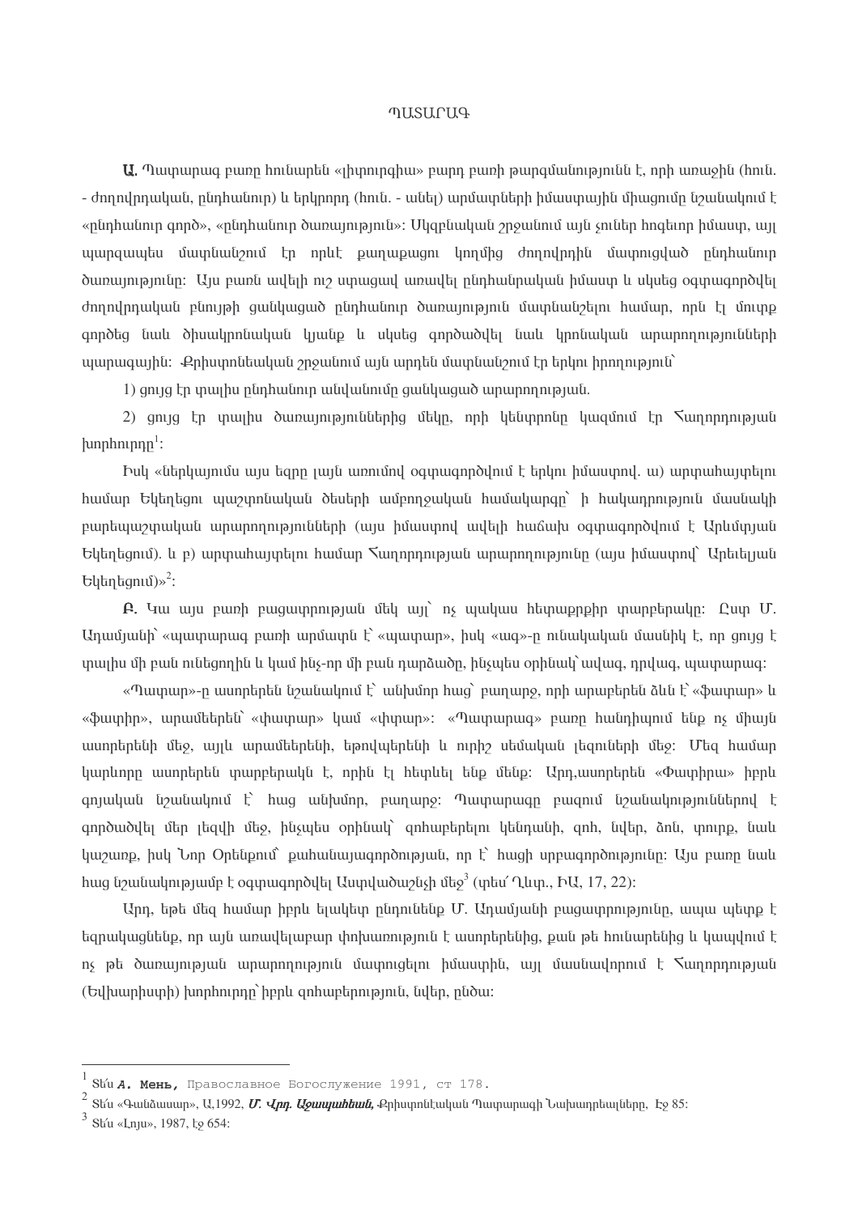ՊԱՏԱՐԱԳ

**Ա.** Պատարագ բառը հունարեն «լիտուրգիա» բարդ բառի թարգմանությունն է, որի առաջին (հուն. - ժողովրդական, ընդհանուր) և երկրորդ (հուն. - անել) արմատների իմաստային միացումը նշանակում է «ընդհանուր գործ», «ընդհանուր ծառայություն»: Սկզբնական շրջանում այն չուներ հոգեւոր իմաստ, այլ պարզապես մատնանշում էր որևէ քաղաքացու կողմից ժողովրդին մատուցված ընդհանուր ծառայությունը: Այս բառն ավելի ուշ ստացավ առավել ընդհանրական իմաստ և սկսեց օգտագործվել ժողովրդական բնույթի ցանկացած ընդհանուր ծառայություն մատնանշելու համար, որն էլ մուտք գործեց նաև ծիսակրոնական կյանք և սկսեց գործածվել նաև կրոնական արարողությունների պարագային: Քրիստոնեական շրջանում այն արդեն մատնանշում էր երկու իրողություն՝

1) ցույց էր տալիս ընդհանուր անվանումը ցանկացած արարողության.

2) ցույց էր տալիս ծառայություններից մեկը, որի կենտրոնը կազմում էր Հաղորդության խորհուրդը[1]:

Իսկ «ներկայումս այս եզրը լայն առումով օգտագործվում է երկու իմաստով. ա) արտահայտելու համար Եկեղեցու պաշտոնական ծեսերի ամբողջական համակարգը՝ ի հակադրություն մասնակի բարեպաշտական արարողությունների (այս իմաստով ավելի հաճախ օգտագործվում է Արևմտյան Եկեղեցում). և բ) արտահայտելու համար Հաղորդության արարողությունը (այս իմաստով՝ Արևելյան Եկեղեցում)»[2]:

**Բ.** Կա այս բառի բացատրության մեկ այլ՝ ոչ պակաս հետաքրքիր տարբերակը: Ըստ Մ. Ադամյանի՝ «պատարագ բառի արմատն է՝ «պատար», իսկ «ագ»-ը ունակական մասնիկ է, որ ցույց է տալիս մի բան ունեցողին և կամ ինչ-որ մի բան դարձածը, ինչպես օրինակ՝ ավագ, դրվագ, պատարագ:

«Պատար»-ը ասորերեն նշանակում է՝ անխմոր հաց՝ բաղարջ, որի արաբերեն ձևն է՝ «ֆատար» և «ֆատիր», արամերեն՝ «փատար» կամ «փտար»: «Պատարագ» բառը հանդիպում ենք ոչ միայն ասորերենի մեջ, այլև արամերենի, եթովպերենի և ուրիշ սեմական լեզուների մեջ: Մեզ համար կարևորը ասորերեն տարբերակն է, որին էլ հետևել ենք մենք: Արդ,ասորերեն «Փաթիրա» իբրև գոյական նշանակում է՝ հաց անխմոր, բաղարջ: Պատարագը բազում նշանակություններով է գործածվել մեր լեզվի մեջ, ինչպես օրինակ՝ զոհաբերելու կենդանի, զոհ, նվեր, ձոն, տուրք, նաև կաշառք, իսկ Նոր Օրենքում՝ քահանայագործության, որ է՝ հացի սրբագործությունը: Այս բառը նաև հաց նշանակությամբ է օգտագործվել Աստվածաշնչի մեջ[3] (տե՛ս Ղևտ., ԻԱ, 17, 22):

Արդ, եթե մեզ համար իբրև ելակետ ընդունենք Մ. Ադամյանի բացատրությունը, ապա պետք է եզրակացնենք, որ այն առավելաբար փոխառություն է ասորերենից, քան թե հունարենից և կապվում է ոչ թե ծառայության արարողություն մատուցելու իմաստին, այլ մասնավորում է Հաղորդության (Եվխարիստի) խորհուրդը՝ իբրև զոհաբերություն, նվեր, ընծա:

---

[1] Տե՛ս **А. Мень,** Православное Богослужение 1991, ст 178.

[2] Տե՛ս «Գանձատուր», Ա,1992, ***Մ. Վրդ. Աջապահեան,*** Քրիստոնէական Պատարագի Նախադրեալները, Էջ 85:

[3] Տե՛ս «Լույս», 1987, էջ 654: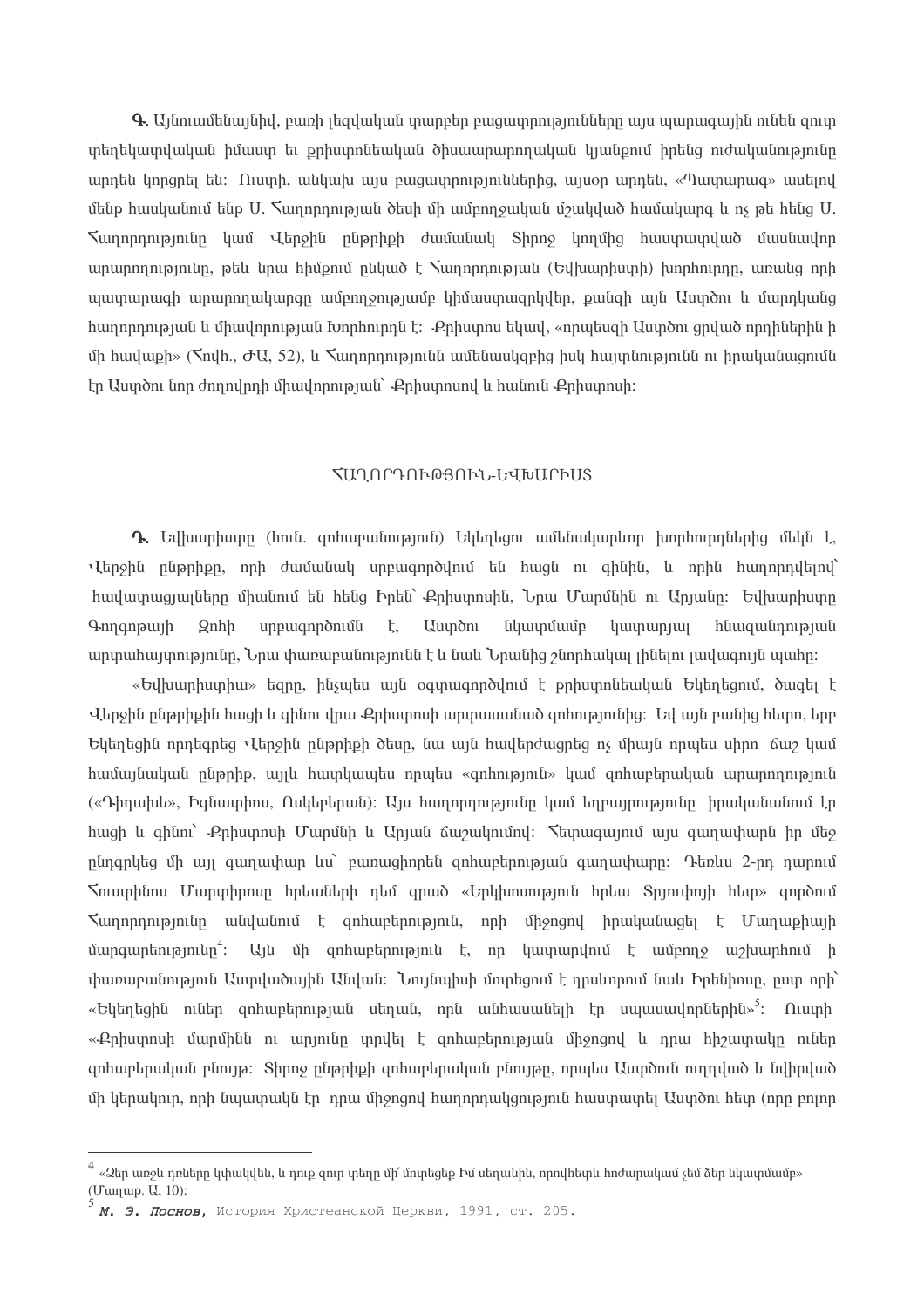**Գ.** Այնուամենայնիվ, բառի լեզվական փարբեր բացափրությունները այս պարագային ունեն զուփ փեղեկափվական իմասփ եւ քրիսփոնեական ծիսաարարողական կյանքում իրենց ուժականությունը արդեն կորցրել են: Ուսփի, անկախ այս բացափրություններից, այսօր արդեն, «Պափարագ» ասելով մենք հասկանում ենք Ս. Հաղորդության ծեսի մի ամբողջական մշակված համակարգ և ոչ թե հենց Ս. Հաղորդությունը կամ Վերջին ընթրիքի ժամանակ Տիրոջ կողմից հասփափված մասնավոր արարողությունը, թեև նրա հիմքում ընկած է Հաղորդության (Եվխարիսփի) խորհուրդը, առանց որի պափարագի արարողակարգը ամբողջությամբ կիմասփազրկվեր, քանզի այն Ասփծու և մարդկանց հաղորդության և միավորության Խորհուրդն է: Քրիսփոս եկավ, «որպեսզի Ասփծու ցրված որդիներին ի մի հավաքի» (Հովհ., ԺԱ, 52), և Հաղորդությունն ամենասկզբից իսկ հայփնությունն ու իրականացումն էր Ասփծու նոր ժողովրդի միավորության՝ Քրիսփոսով և հանուն Քրիսփոսի:

## ՀԱՂՈՐԴՈՒԹՅՈՒՆ-ԵՎԽԱՐԻՍՏ

**Դ.** Եվխարիսփը (հուն. գոհաբանություն) Եկեղեցու ամենակարևոր խորհուրդներից մեկն է, Վերջին ընթրիքը, որի ժամանակ սրբագործվում են հացն ու գինին, և որին հաղորդվելով՝ հավափացյալները միանում են հենց Իրեն՝ Քրիսփոսին, Նրա Մարմնին ու Արյանը: Եվխարիսփը Գողգոթայի Զոհի սրբագործումն է, Ասփծու նկափմամբ կափարյալ հնազանդության արփահայփությունը, Նրա փառաբանությունն է և նաև Նրանից շնորհակալ լինելու լավագույն պահը:

«Եվխարիսփիա» եզրը, ինչպես այն օգփագործվում է քրիսփոնեական Եկեղեցում, ծագել է Վերջին ընթրիքին հացի և գինու վրա Քրիսփոսի արփասանած գոհությունից: Եվ այն բանից հեփո, երբ Եկեղեցին որդեգրեց Վերջին ընթրիքի ծեսը, նա այն հավերժացրեց ոչ միայն որպես սիրո ճաշ կամ համայնական ընթրիք, այլև հափկապես որպես «գոհություն» կամ զոհաբերական արարողություն («Դիդախե», Իգնափիոս, Ոսկեբերան): Այս հաղորդությունը կամ եղբայրությունը իրականանում էր հացի և գինու՝ Քրիսփոսի Մարմնի և Արյան ճաշակումով: Հեփագայում այս գաղափարն իր մեջ ընդգրկեց մի այլ գաղափար ևս՝ բառացիորեն զոհաբերության գաղափարը: Դեռևս 2-րդ դարում Հուսփինոս Մարփիրոսը հրեաների դեմ գրած «Երկխոսություն հրեա Տրյուփոյի հեփ» գործում Հաղորդությունը անվանում է զոհաբերություն, որի միջոցով իրականացել է Մաղաքիայի մարգարեությունը[4]: Այն մի զոհաբերություն է, որ կափարվում է ամբողջ աշխարհում ի փառաբանություն Ասփվածային Անվան: Նույնպիսի մոփեցում է դրսևորում նաև Իրենեոսը, ըսփ որի՝ «Եկեղեցին ուներ զոհաբերության սեղան, որն անհասանելի էր սպասավորներին»[5]: Ուսփի «Քրիսփոսի մարմինն ու արյունը փրվել է զոհաբերության միջոցով և դրա հիշափակը ուներ զոհաբերական բնույթ: Տիրոջ ընթրիքի զոհաբերական բնույթը, որպես Ասփծուն ուղղված և նվիրված մի կերակուր, որի նպափակն էր դրա միջոցով հաղորդակցություն հասփափել Ասփծու հեփ (որը բոլոր

---

[4] «Ձեր առջև դռները կփակվեն, և դուք զուր փեղը մի՛ մոփեցեք Իմ սեղանին, որովհեփև հոժարակամ չեմ ձեր նկափմամբ» (Մաղաք. Ա, 10):

[5] ***М. Э. Поснов***, История Христеанской Церкви, 1991, ст. 205.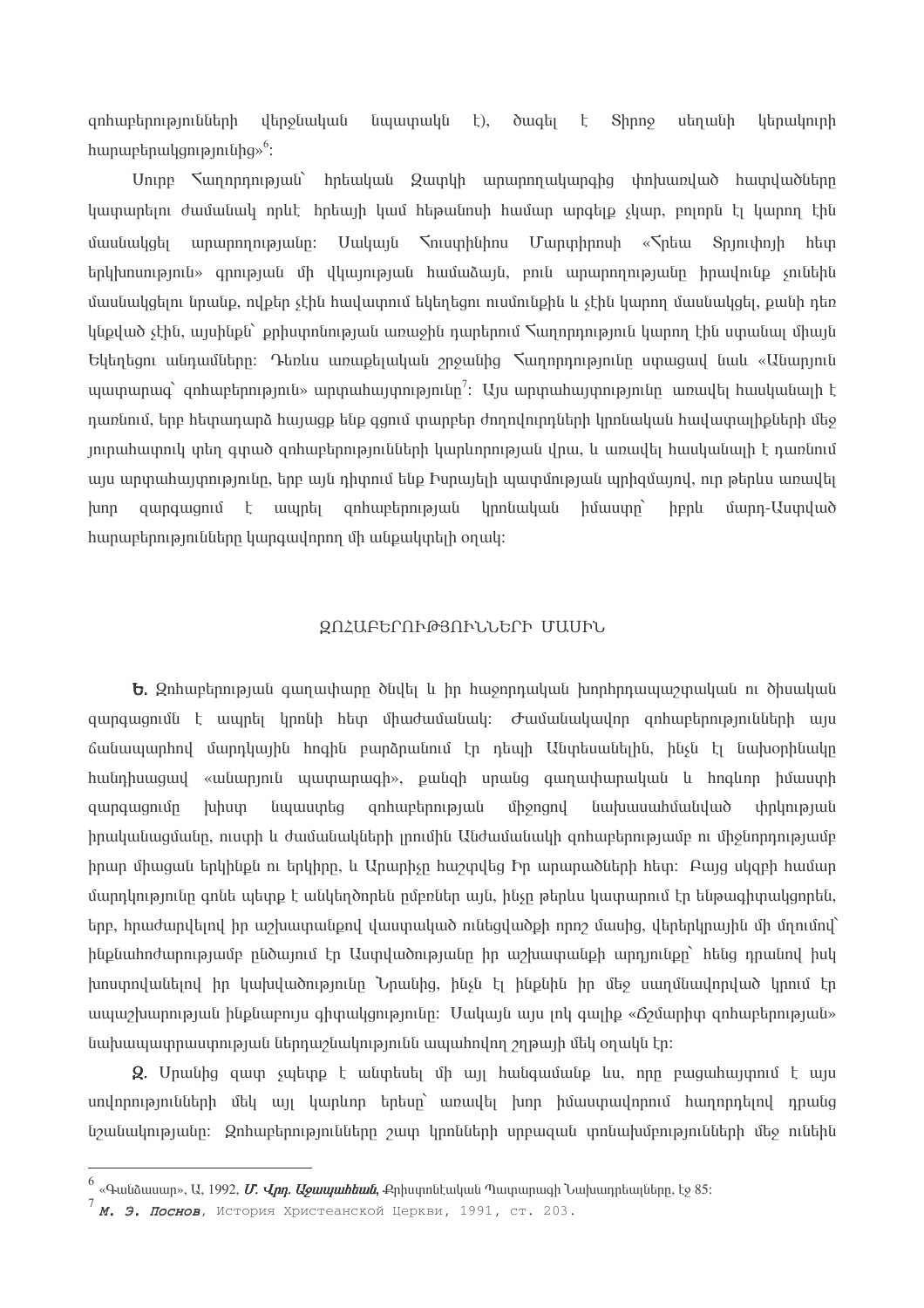զոհաբերությունների վերջնական նպատակն է), ծագել է Տիրոջ սեղանի կերակուրի հաղորդակցությունից»[6]:

Սուրբ Հաղորդության՝ իրեական Զատկի արարողակարգից փոխառված հատվածները կատարելու ժամանակ որևէ իրեայի կամ հեթանոսի համար արգելք չկար, բոլորն էլ կարող էին մասնակցել արարողությանը: Սակայն Հուստինիոս Մարտիրոսի «Հրեա Տրյուփոյի հետ երկխոսություն» գրության մի վկայության համաձայն, բուն արարողությանը իրավունք չունեին մասնակցելու նրանք, ովքեր չէին հավատում եկեղեցու ուսմունքին և չէին կարող մասնակցել, քանի դեռ կնքված չէին, այսինքն՝ քրիստոնության առաջին դարերում Հաղորդություն կարող էին ստանալ միայն Եկեղեցու անդամները: Դեռևս առաքելական շրջանից Հաղորդությունը ստացավ նաև «Անարյուն պատարագ՝ զոհաբերություն» արտահայտությունը[7]: Այս արտահայտությունը առավել հասկանալի է դառնում, երբ հետադարձ հայացք ենք գցում տարբեր ժողովուրդների կրոնական հավատալիքների մեջ յուրահատուկ տեղ գտած զոհաբերությունների կարևորության վրա, և առավել հասկանալի է դառնում այս արտահայտությունը, երբ այն դիտում ենք Իսրայելի պատմության պրիզմայով, ուր թերևս առավել խոր զարգացում է ապրել զոհաբերության կրոնական իմաստը՝ իբրև մարդ-Աստված հարաբերությունները կարգավորող մի անքակտելի օղակ:

## ԶՈՀԱԲԵՐՈՒԹՅՈՒՆՆԵՐԻ ՄԱՍԻՆ

**Ե.** Զոհաբերության գաղափարը ծնվել և իր հաջորդական խորհրդապաշտական ու ծիսական զարգացումն է ապրել կրոնի հետ միաժամանակ: Ժամանակավոր զոհաբերությունների այս ճանապարհով մարդկային հոգին բարձրանում էր դեպի Անտեսանելին, ինչն էլ նախօրինակը հանդիսացավ «անարյուն պատարագի», քանզի սրանց գաղափարական և հոգևոր իմաստի զարգացումը խիստ նպաստեց զոհաբերության միջոցով նախասահմանված փրկության իրականացմանը, ուստի և ժամանակների լրումին Անժամանակի զոհաբերությամբ ու միջնորդությամբ իրար միացան երկինքն ու երկիրը, և Արարիչը հաշտվեց Իր արարածների հետ: Բայց սկզբի համար մարդկությունը գոնե պետք է անկեղծորեն ըմբռներ այն, ինչը թերևս կատարում էր ենթագիտակցորեն, երբ, հրաժարվելով իր աշխատանքով վաստակած ունեցվածքի որոշ մասից, վերերկրային մի մղումով՝ ինքնահոժարությամբ ընծայում էր Աստվածությանը իր աշխատանքի արդյունքը՝ հենց դրանով իսկ խոստովանելով իր կախվածությունը Նրանից, ինչն էլ ինքնին իր մեջ սաղմնավորված կրում էր ապաշխարության ինքնաբուխ գիտակցությունը: Սակայն այս լոկ գալիք «Ճշմարիտ զոհաբերության» նախապատրաստության ներդաշնակությունն ապահովող շղթայի մեկ օղակն էր:

**Զ.** Սրանից զատ չպետք է անտեսել մի այլ հանգամանք ևս, որը բացահայտում է այս սովորությունների մեկ այլ կարևոր երեսը՝ առավել խոր իմաստավորում հաղորդելով դրանց նշանակությանը: Զոհաբերությունները շատ կրոնների սրբազան փոխախմբությունների մեջ ունեին

---

[6] «Գանձասար», Ա, 1992, ***Մ. Վրդ. Աջապահեան***, Քրիստոնէական Պատարագի Նախադրեալները, էջ 85:

[7] ***М. Э. Поснов***, История Христеанской Церкви, 1991, ст. 203.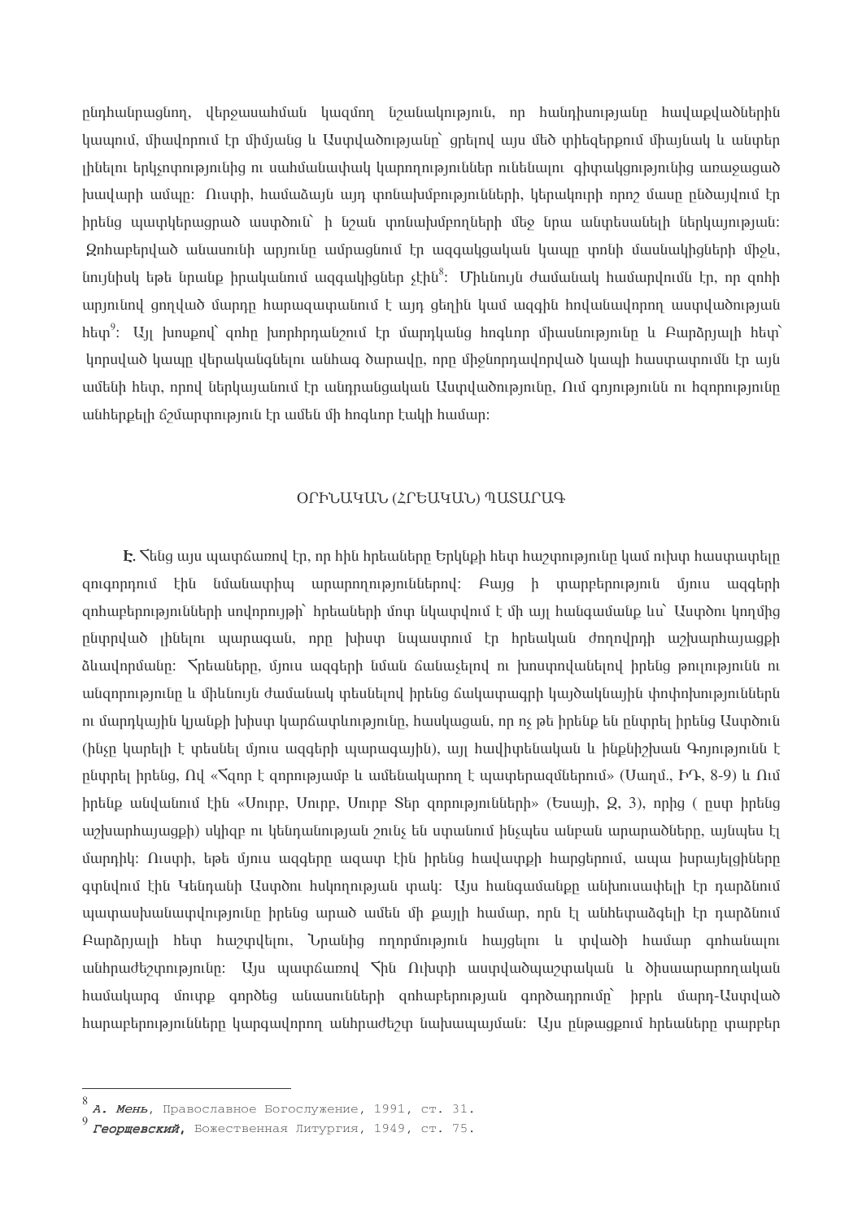ընդհանրացնող, վերջասահման կազմող նշանակություն, որ հանդիսության հավաքվածներին կապում, միավորում էր միմյանց և Աստվածությանը՝ ցրելով այս մեծ տիեզերքում միայնակ և անտեր լինելու երկչոտությունից ու սահմանափակ կարողություններ ունենալու գիտակցությունից առաջացած խավարի ամպը: Ուստի, համաձայն այդ տոնախմբությունների, կերակուրի որոշ մասը ընծայվում էր իրենց պատկերացրած աստծուն՝ ի նշան տոնախմբողների մեջ նրա անտեսանելի ներկայության: Զոհաբերված անասունի արյունը ամրացնում էր ազգակցական կապը տոնի մասնակիցների միջև, նույնիսկ եթե նրանք իրականում ազգակիցներ չէին[8]: Միևնույն ժամանակ համարվումն էր, որ զոհի արյունով ցողված մարդը հարազատանում է այդ ցեղին կամ ազգին հովանավորող աստվածության հետ[9]: Այլ խոսքով՝ զոհը խորհրդանշում էր մարդկանց հոգևոր միասնությունը և Բարձրյալի հետ՝ կորսված կապը վերականգնելու անհագ ծարավը, որը միջնորդավորված կապի հաստատումն էր այն ամենի հետ, որով ներկայանում էր անդրանցական Աստվածությունը, Ում գոյությունն ու հզորությունը անհերքելի ճշմարտություն էր ամեն մի հոգևոր էակի համար:

## ՕՐԻՆԱԿԱՆ (ՀՐԵԱԿԱՆ) ՊԱՏԱՐԱԳ

**Է.** Հենց այս պատճառով էր, որ հին հրեաները Երկնքի հետ հաշտությունը կամ ուխտ հաստատելը զուգորդում էին նմանատիպ արարողություններով: Բայց ի տարբերություն մյուս ազգերի զոհաբերությունների սովորույթի՝ հրեաների մոտ նկատվում է մի այլ հանգամանք ևս՝ Աստծու կողմից ընտրված լինելու պարագան, որը խիստ նպաստում էր հրեական ժողովրդի աշխարհայացքի ձևավորմանը: Հրեաները, մյուս ազգերի նման ճանաչելով ու խոստովանելով իրենց թուլությունն ու անզորությունը և միևնույն ժամանակ տեսնելով իրենց ճակատագրի կայծակնային փոփոխություններն ու մարդկային կյանքի խիստ կարճատևությունը, հասկացան, որ ոչ թե իրենք են ընտրել իրենց Աստծուն (ինչը կարելի է տեսնել մյուս ազգերի պարագային), այլ հավիտենական և ինքնիշխան Գոյությունն է ընտրել իրենց, Ով «Հզոր է զորությամբ և ամենակարող է պատերազմներում» (Սաղմ., ԻԴ, 8-9) և Ում իրենք անվանում էին «Սուրբ, Սուրբ, Սուրբ Տեր զորությունների» (Եսայի, Զ, 3), որից ( ըստ իրենց աշխարհայացքի) սկիզբ ու կենդանության շունչ են ստանում ինչպես անբան արարածները, այնպես էլ մարդիկ: Ուստի, եթե մյուս ազգերը ազատ էին իրենց հավատքի հարցերում, ապա իսրայելցիները գտնվում էին Կենդանի Աստծու իսկողության տակ: Այս հանգամանքը անխուսափելի էր դարձնում պատասխանատվությունը իրենց արած ամեն մի քայլի համար, որն էլ անհետաձգելի էր դարձնում Բարձրյալի հետ հաշտվելու, Նրանից ողորմություն հայցելու և տվածի համար գոհանալու անհրաժեշտությունը: Այս պատճառով Հին Ուխտի աստվածպաշտական և ծիսաարարողական համակարգ մուտք գործեց անասունների զոհաբերության գործադրումը՝ իբրև մարդ-Աստված հարաբերությունները կարգավորող անհրաժեշտ նախապայման: Այս ընթացքում հրեաները տարբեր

---

[8] *А. Мень*, Православное Богослужение, 1991, ст. 31.

[9] *Георщевский*, Божественная Литургия, 1949, ст. 75.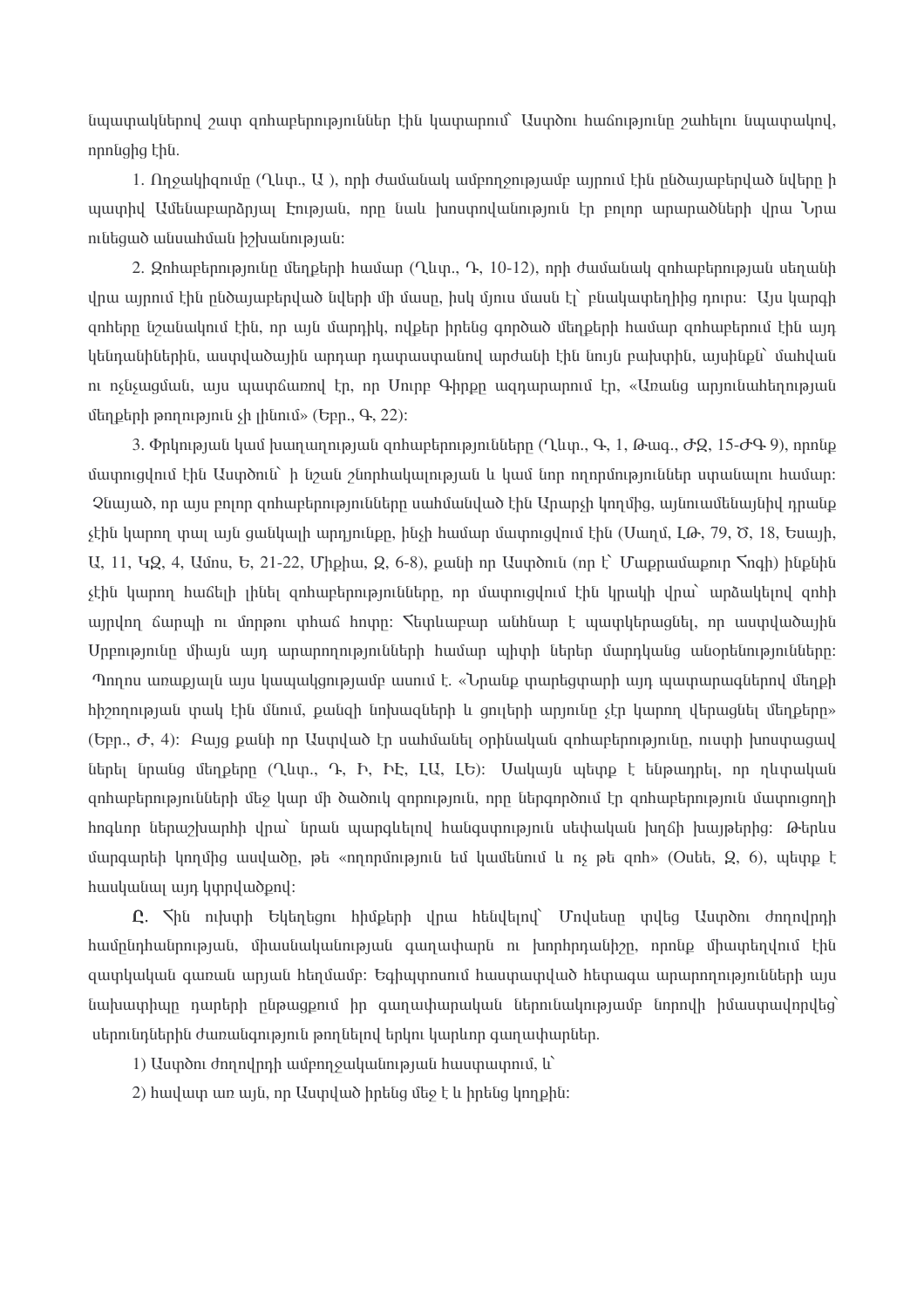նպատակներով շատ զոհաբերություններ էին կատարում՝ Աստծու հաճությունը շահելու նպատակով, որոնցից էին.

1. Ողջակիզումը (Ղևտ., Ա ), որի ժամանակ ամբողջությամբ այրում էին ընծայաբերված նվերը ի պատիվ Ամենաբարձրյալ Էության, որը նաև խոստովանություն էր բոլոր արարածների վրա Նրա ունեցած անսահման իշխանության:

2. Զոհաբերությունը մեղքերի համար (Ղևտ., Դ, 10-12), որի ժամանակ զոհաբերության սեղանի վրա այրում էին ընծայաբերված նվերի մի մասը, իսկ մյուս մասն էլ՝ բնակատեղիից դուրս: Այս կարգի զոհերը նշանակում էին, որ այն մարդիկ, ովքեր իրենց գործած մեղքերի համար զոհաբերում էին այդ կենդանիներին, աստվածային արդար դատաստանով արժանի էին նույն բախտին, այսինքն՝ մահվան ու ոչնչացման, այս պատճառով էր, որ Սուրբ Գիրքը ազդարարում էր, «Առանց արյունահեղության մեղքերի թողություն չի լինում» (Եբր., Գ, 22):

3. Փրկության կամ խաղաղության զոհաբերությունները (Ղևտ., Գ, 1, Թագ., ԺԶ, 15-ԺԳ 9), որոնք մատուցվում էին Աստծուն՝ ի նշան շնորհակալության և կամ նոր ողորմություններ ստանալու համար: Չնայած, որ այս բոլոր զոհաբերությունները սահմանված էին Արարչի կողմից, այնուամենայնիվ դրանք չէին կարող տալ այն ցանկալի արդյունքը, ինչի համար մատուցվում էին (Սաղմ, ԼԹ, 79, Ծ, 18, Եսայի, Ա, 11, ԿԶ, 4, Ամոս, Ե, 21-22, Միքիա, Զ, 6-8), քանի որ Աստծուն (որ է՝ Մաքրամաքուր Հոգի) ինքնին չէին կարող հաճելի լինել զոհաբերությունները, որ մատուցվում էին կրակի վրա՝ արձակելով զոհի այրվող ճարպի ու մորթու փհաճ հոտը: Հետևաբար անհնար է պատկերացնել, որ աստվածային Սրբությունը միայն այդ արարողությունների համար պիտի ներեր մարդկանց անօրենությունները: Պողոս առաքյալն այս կապակցությամբ ասում է. «Նրանք տարեցտարի այդ պատարագներով մեղքի հիշողության տակ էին մնում, քանզի նոխազների և ցուլերի արյունը չէր կարող վերացնել մեղքերը» (Եբր., Ժ, 4): Բայց քանի որ Աստված էր սահմանել օրինական զոհաբերությունը, ուստի խոստացավ ներել նրանց մեղքերը (Ղևտ., Դ, Ի, ԻԷ, ԼԱ, ԼԵ): Սակայն պետք է նենթադրել, որ ղևտական զոհաբերությունների մեջ կար մի ծածուկ զորություն, որը ներգործում էր զոհաբերություն մատուցողի հոգևոր ներաշխարհի վրա՝ նրան պարգևելով հանգստություն սեփական խղճի խայթերից: Թերևս մարգարեի կողմից ասվածը, թե «ողորմություն եմ կամենում և ոչ թե զոհ» (Օսեե, Զ, 6), պետք է հասկանալ այդ կտրվածքով:

**Ը.** Հին ուխտի Եկեղեցու հիմքերի վրա հենվելով՝ Մովսեսը տվեց Աստծու ժողովրդի համընդհանրության, միասնականության գաղափարն ու խորհրդանիշը, որոնք միապեղվում էին զատկական գառան արյան հեղմամբ: Եգիպտոսում հաստատված հետագա արարողությունների այս նախատիպը դարերի ընթացքում իր գաղափարական ներունակությամբ նորովի իմաստավորվեց՝ սերունդներին ժառանգություն թողնելով երկու կարևոր գաղափարներ.

1) Աստծու ժողովրդի ամբողջականության հաստատում, և՝

2) հավատ առ այն, որ Աստված իրենց մեջ է և իրենց կողքին: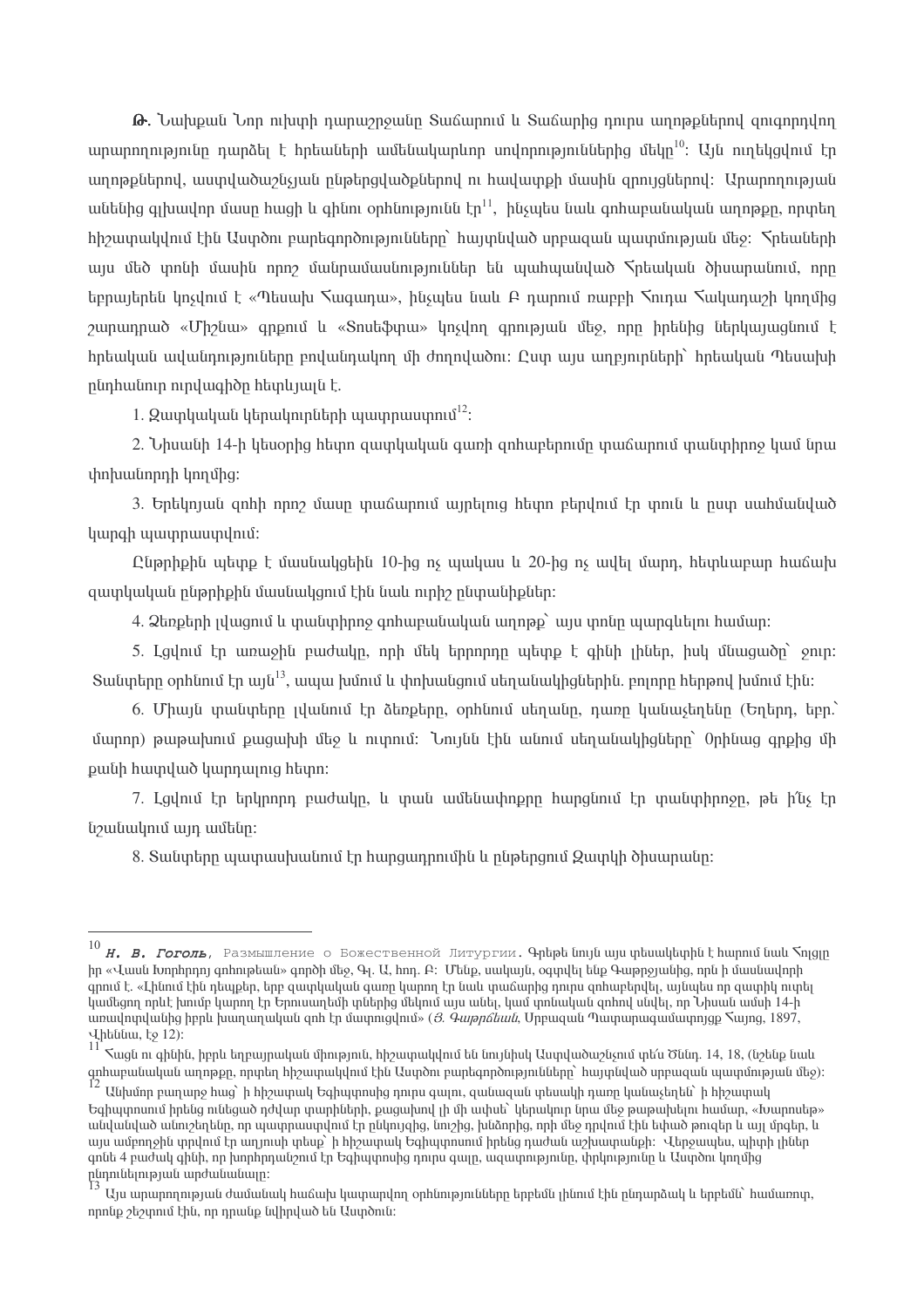**Թ.** Նախքան Նոր ուխտի դարաշրջանը Տաճարում և Տաճարից դուրս աղոթքներով զուգորդվող արարողությունը դարձել է հրեաների ամենակարևոր սովորություններից մեկը[10]: Այն ուղեկցվում էր աղոթքներով, աստվածաշնչյան ընթերցվածքներով ու հավատքի մասին զրույցներով: Արարողության անենից գլխավոր մասը հացի և գինու օրհնությունն էր[11], ինչպես նաև գոհաբանական աղոթքը, որտեղ հիշատակվում էին Աստծո բարեգործությունները՝ հայտնված սրբազան պատմության մեջ: Հրեաների այս մեծ տոնի մասին որոշ մանրամասնություններ են պահպանված Հրեական ծիսարանում, որը եբրայերեն կոչվում է «Պեսախ Հագադա», ինչպես նաև Բ դարում ռաբբի Հուդա Հակադաշի կողմից շարադրած «Միշնա» գրքում և «Տոսեֆտա» կոչվող գրության մեջ, որը իրենից ներկայացնում է հրեական ավանդույթները բովանդակող մի ժողովածու: Ըստ այս աղբյուրների՝ հրեական Պեսախի ընդհանուր ուրվագիծը հետևյալն է.

1. Զատկական կերակուրների պատրաստում[12]:

2. Նիսանի 14-ի կեսօրից հետո զատկական գառի զոհաբերումը տաճարում տանտիրոջ կամ նրա փոխանորդի կողմից:

3. Երեկոյան զոհի որոշ մասը տաճարում այրելուց հետո բերվում էր տուն և ըստ սահմանված կարգի պատրաստվում:

Ընթրիքին պետք է մասնակցեին 10-ից ոչ պակաս և 20-ից ոչ ավել մարդ, հետևաբար հաճախ զատկական ընթրիքին մասնակցում էին նաև ուրիշ ընտանիքներ:

4. Ձեռքերի լվացում և տանտիրոջ գոհաբանական աղոթք՝ այս տոնը պարգևելու համար:

5. Լցվում էր առաջին բաժակը, որի մեկ երրորդը պետք է գինի լիներ, իսկ մնացածը՝ ջուր: Տանտերը օրհնում էր այն[13], ապա խմում և փոխանցում սեղանակիցներին. բոլորը հերթով խմում էին:

6. Միայն տանտերը լվանում էր ձեռքերը, օրհնում սեղանը, դառը կանաչեղենը (Եղերդ, եբր.՝ մարոր) թաթախում քացախի մեջ և ուտում: Նույնն էին անում սեղանակիցները՝ Օրինաց գրքից մի քանի հատված կարդալուց հետո:

7. Լցվում էր երկրորդ բաժակը, և տան ամենափոքրը հարցնում էր տանտիրոջը, թե ի՞նչ էր նշանակում այդ ամենը:

8. Տանտերը պատասխանում էր հարցադրումին և ընթերցում Զատկի ծիսարանը:

---

[10] *Н. В. Гоголь*, Размышление о Божественной Литургии. Գրեթե նույն այս տեսակետին է հարում նաև Հոլցը իր «Վասն Խորհրդոյ զոհութեան» գործի մեջ, Գ. Ա, հոդ. Բ: Մենք, սակայն, օգտվել ենք Գաթրջյանից, որն ի մասնավորի գրում է. «Լինում էին դեպքեր, երբ զատկական գառը կարող էր նաև տաճարից դուրս զոհաբերվել, այնպես որ զատիկ ուտել կամեցող որևէ խումբ կարող էր Երուսաղեմի տներից մեկում այս անել, կամ տոնական զոհով սնվել, որ Նիսան ամսի 14-ի առավոտվանից իբրև խաղաղական զոհ էր մատուցվում» (*Յ. Գաթրճեան*, Սրբազան Պատարագամատոյցք Հայոց, 1897, Վիեննա, էջ 12):

[11] Հացն ու գինին, իբրև եղբայրական միություն, հիշատակվում են նույնիսկ Աստվածաշնչում տե՛ս Ծննդ. 14, 18, (նշենք նաև գոհաբանական աղոթքը, որտեղ հիշատակվում էին Աստծո բարեգործությունները՝ հայտնված սրբազան պատմության մեջ):

[12] Անխմոր բաղարջ հաց՝ ի հիշատակ Եգիպտոսից դուրս գալու, զանազան տեսակի դառը կանաչեղեն՝ ի հիշատակ Եգիպտոսում իրենց ունեցած դժվար տարիների, քացախով լի մի ափսե՝ կերակուր նրա մեջ թաթախելու համար, «Խարոսեթ» անվանված անուշեղեն, որ պատրաստվում էր ընկույզից, նուշից, խնձորից, որի մեջ դրվում էին եփած թուզեր և այլ մրգեր, և այս ամբողջին տրվում էր աղյուսի տեսք՝ ի հիշատակ Եգիպտոսում իրենց դաժան աշխատանքի: Վերջապես, պիտի լինեն գոնե 4 բաժակ գինի, որ խորհրդանշում էր Եգիպտոսից դուրս գալը, ազատությունը, փրկությունը և Աստծո կողմից ընտրևելու արժանանալը:

[13] Այս արարողության ժամանակ հաճախ կատարվող օրհնությունները երբեմն լինում էին ընդարձակ և երբեմն՝ համառոտ, որոնք շեշտում էին, որ դրանք եկիրված են Աստծուն: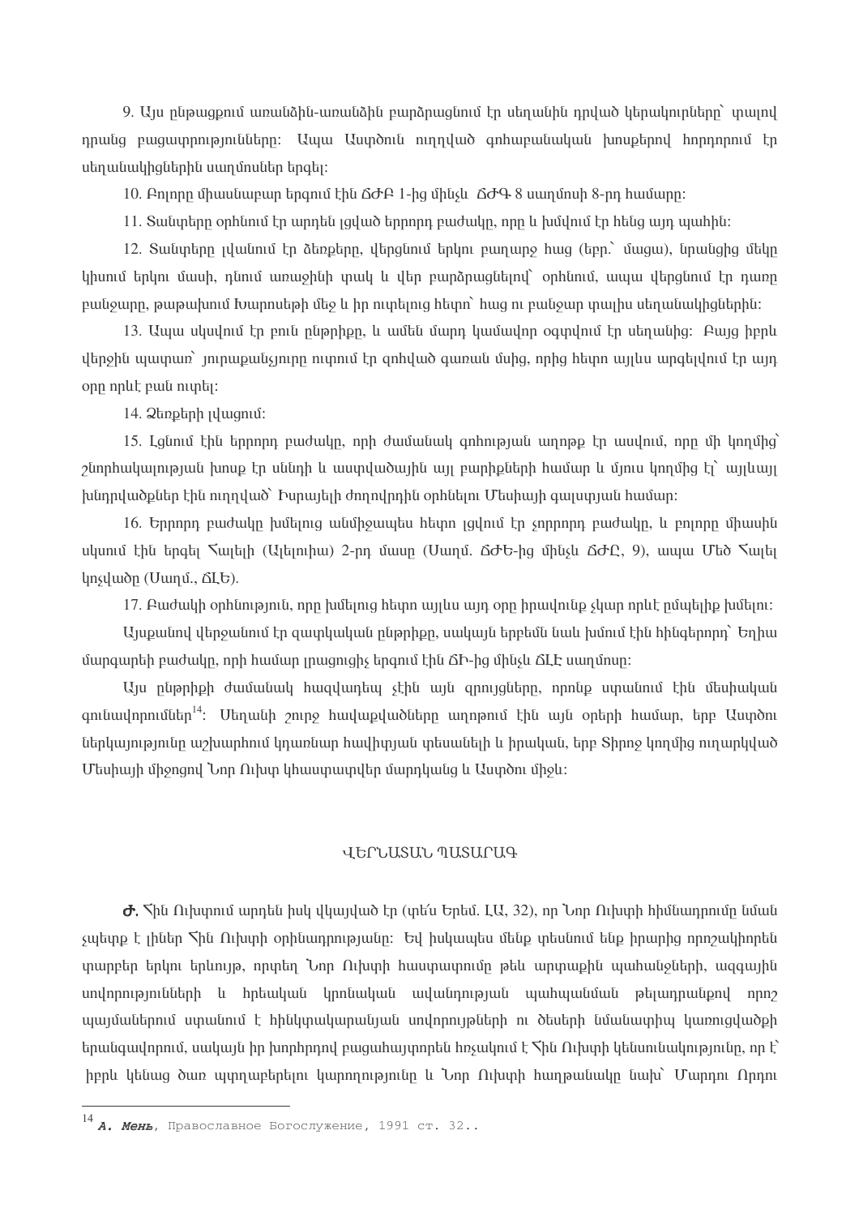9. Այս ընթացքում առանձին-առանձին բարձրացնում էր սեղանին դրված կերակուրները՝ տալով դրանց բացատրությունները։ Ապա Աստծուն ուղղված գոհաբանական խոսքերով հորդորում էր սեղանակիցներին սաղմոսներ երգել։

10. Բոլորը միասնաբար երգում էին ՃԺԲ 1-ից մինչև ՃԺԳ 8 սաղմոսի 8-րդ համարը։

11. Տանտերը օրհնում էր արդեն լցված երրորդ բաժակը, որը և խմվում էր հենց այդ պահին։

12. Տանտերը լվանում էր ձեռքերը, վերցնում երկու բաղարջ հաց (եբր.՝ մացա), նրանցից մեկը կիսում երկու մասի, դնում առաջինի տակ և վեր բարձրացնելով՝ օրհնում, ապա վերցնում էր դառը բանջարը, թաթախում Խարոսեթի մեջ և իր ուտելուց հետո՝ հաց ու բանջար տալիս սեղանակիցներին։

13. Ապա սկսվում էր բուն ընթրիքը, և ամեն մարդ կամավոր օգտվում էր սեղանից։ Բայց իբրև վերջին պատառ՝ յուրաքանչյուրը ուտում էր զոհված գառան մսից, որից հետո այլևս արգելվում էր այդ օրը որևէ բան ուտել։

14. Ձեռքերի լվացում։

15. Լցնում էին երրորդ բաժակը, որի ժամանակ գոհության աղոթք էր ասվում, որը մի կողմից՝ շնորհակալության խոսք էր սննդի և աստվածային այլ բարիքների համար և մյուս կողմից էլ՝ այլևայլ խնդրվածքներ էին ուղղված՝ Իսրայելի ժողովրդին օրհնելու Մեսիայի գալստյան համար։

16. Երրորդ բաժակը խմելուց անմիջապես հետո լցվում էր չորրորդ բաժակը, և բոլորը միասին սկսում էին երգել Հալելի (Ալելուիա) 2-րդ մասը (Սաղմ. ՃԺԵ-ից մինչև ՃԺԸ, 9), ապա Մեծ Հալել կոչվածը (Սաղմ., ՃԼԵ).

17. Բաժակի օրհնություն, որը խմելուց հետո այլևս այդ օրը իրավունք չկար որևէ ըմպելիք խմելու։

Այսքանով վերջանում էր զատկական ընթրիքը, սակայն երբեմն նաև խմում էին հինգերորդ՝ Եղիա մարգարեի բաժակը, որի համար լրացուցիչ երգում էին ՃԻ-ից մինչև ՃԼԷ սաղմոսը։

Այս ընթրիքի ժամանակ հազվադեպ չէին այն զրույցները, որոնք ստանում էին մեսիական գունավորումներ[14]։ Սեղանի շուրջ հավաքվածները աղոթում էին այն օրերի համար, երբ Աստծու ներկայությունը աշխարհում կդառնար հավիտյան տեսանելի և իրական, երբ Տիրոջ կողմից ուղարկված Մեսիայի միջոցով Նոր Ուխտ կհաստատվեր մարդկանց և Աստծու միջև։

## ՎԵՐՆԱՏԱՆ ՊԱՏԱՐԱԳ

**Ժ.** Հին Ուխտում արդեն իսկ վկայված էր (տե՛ս Երեմ. ԼԱ, 32), որ Նոր Ուխտի հիմնադրումը նման չպետք է լիներ Հին Ուխտի օրհնադրությանը։ Եվ իսկապես մենք տեսնում ենք իրարից որոշակիորեն տարբեր երկու երևույթ, որտեղ Նոր Ուխտի հաստատումը թեև արտաքին պահանջների, ազգային սովորությունների և հրեական կրոնական ավանդության պահպանման թելադրանքով որոշ պայմաններում ստանում է հինկտակարանյան սովորույթների ու ձևերի նմանատիպ կառուցվածքի երանգավորում, սակայն իր խորհրդով բացահայտորեն հռչակում է Հին Ուխտի կենսունակությունը, որ է՝ իբրև կենաց ծառ պտղաբերելու կարողությունը և Նոր Ուխտի հաղթանակը նախ՝ Մարդու Որդու

[14] *А. Мень*, Православное Богослужение, 1991 ст. 32..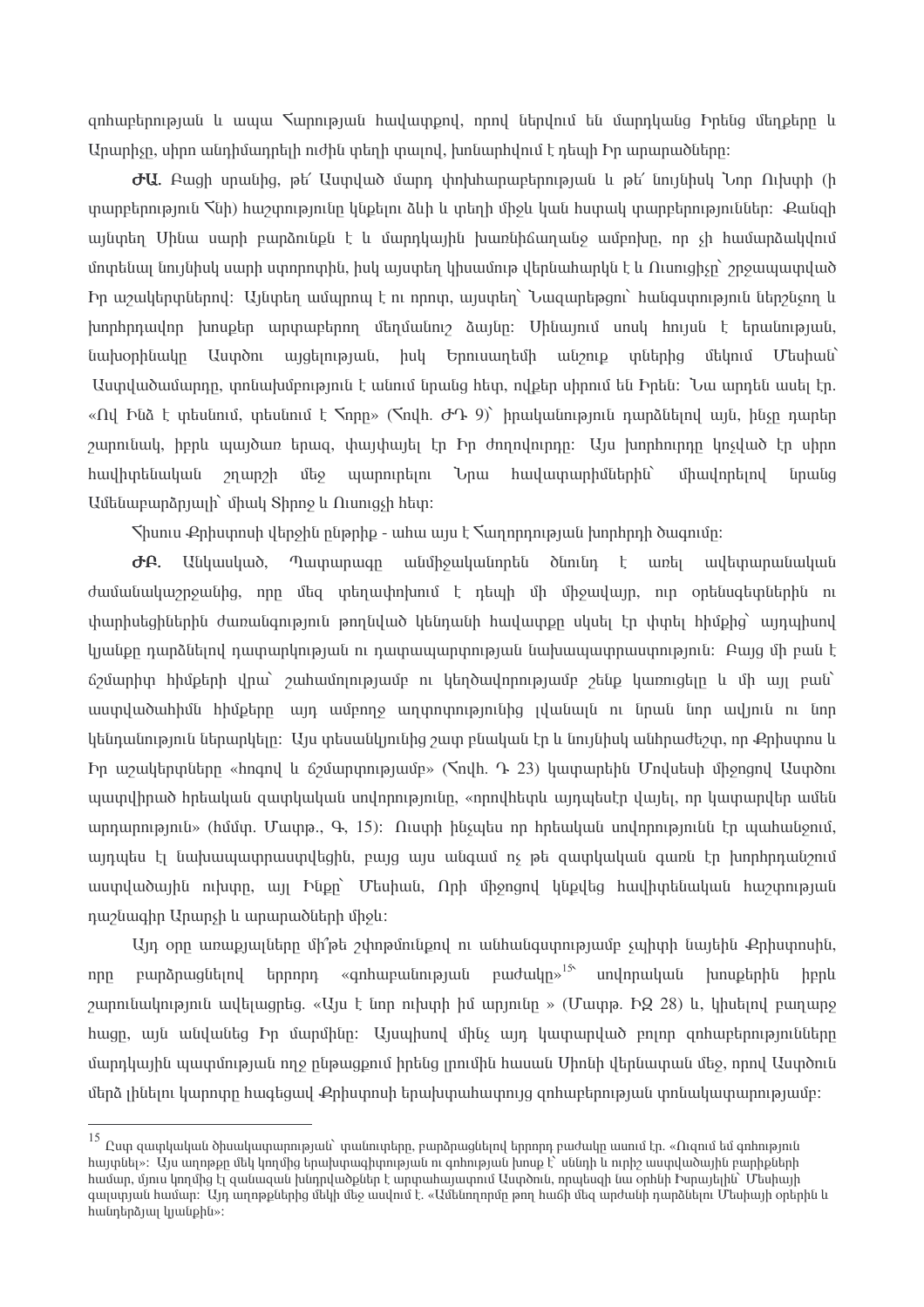զոհաբերության և ապա Հարության հավաքով, որով ներվում են մարդկանց Իրենց մեղքերը և Արարիչը, սիրո անդիմադրելի ուժին տեղի տալով, խոնարհվում է դեպի Իր արարածները:

**ԺԱ.** Բացի սրանից, թե՛ Աստված մարդ փոխհարաբերության և թե՛ նույնիսկ Նոր Ուխտի (ի տարբերություն Հնի) հաշտությունը կնքելու ձևի և տեղի միջև կան հստակ տարբերություններ: Քանզի այնտեղ Սինա սարի բարձունքն է և մարդկային խառնիճաղանջ ամբոխը, որ չի համարձակվում մոտենալ նույնիսկ սարի ստորոտին, իսկ այստեղ կիսամութ վերնահարկն է և Ուսուցիչը՝ շրջապատված Իր աշակերտներով: Այնտեղ ամպրոպ է ու որոտ, այստեղ՝ Նազարեթցու՝ հանգստություն ներշնչող և խորհրդավոր խոսքեր արտաբերող մեղմանուշ ձայնը: Սինայում սոսկ հույսն է երանության, նախօրինակը Աստծու այցելության, իսկ Երուսաղեմի անշուք տներից մեկում Մեսիան՝ Աստվածամարդը, տոնախմբություն է անում նրանց հետ, ովքեր սիրում են Իրեն: Նա արդեն ասել էր. «Ով Ինձ է տեսնում, տեսնում է Հորը» (Հովհ. ԺԴ 9)՝ իրականություն դարձնելով այն, ինչը դարեր շարունակ, իբրև պայծառ երազ, փայփայել էր Իր ժողովուրդը: Այս խորհուրդը կոչված էր սիրո հավիտենական շղարշի մեջ պարուրելու Նրա հավատարիմներին՝ միավորելով նրանց Ամենաբարձրյալի՝ միակ Տիրոջ և Ուսուցչի հետ:

Հիսուս Քրիստոսի վերջին ընթրիք - ահա այս է Հաղորդության խորհրդի ծագումը:

**ԺԲ.** Անկասկած, Պատարագը անմիջականորեն ծնունդ է առել ավետարանական ժամանակաշրջանից, որը մեզ տեղափոխում է դեպի մի միջավայր, ուր օրենսգետներին ու փարիսեցիներին ժառանգություն թողնված կենդանի հավատքը սկսել էր փտել հիմքից՝ այդպիսով կյանքը դարձնելով դատարկության ու դատապարտության նախապատրաստություն: Բայց մի բան է ճշմարիտ հիմքերի վրա՝ շահամոլությամբ ու կեղծավորությամբ շենք կառուցելը և մի այլ բան՝ աստվածահիմն հիմքերը այդ ամբողջ աղտոտությունից լվանալն ու նրան նոր ավյուն ու նոր կենդանություն ներարկելը: Այս տեսանկյունից շատ բնական էր և նույնիսկ անհրաժեշտ, որ Քրիստոս և Իր աշակերտները «հոգով և ճշմարտությամբ» (Հովհ. Դ 23) կատարեին Մովսեսի միջոցով Աստծու պատվիրած հրեական զատկական սովորությունը, «որովհետև այդպեսէր վայել, որ կատարվեր ամեն արդարություն» (հմմտ. Մատթ., Գ, 15): Ուստի ինչպես որ հրեական սովորությունն էր պահանջում, այդպես էլ նախապատրաստվեցին, բայց այս անգամ ոչ թե զատկական գառն էր խորհրդանշում աստվածային ուխտը, այլ Ինքը՝ Մեսիան, Որի միջոցով կնքվեց հավիտենական հաշտության դաշնագիր Արարչի և արարածների միջև:

Այդ օրը առաքյալները մի՞թե շփոթմունքով ու անհանգստությամբ չպիտի նայեին Քրիստոսին, որը բարձրացնելով երրորդ «զոհաբանության բաժակը»[15] սովորական խոսքերին իբրև շարունակություն ավելացրեց. «Այս է նոր ուխտի իմ արյունը » (Մատթ. ԻԶ 28) և, կիսելով բաղարջ հացը, այն անվանեց Իր մարմինը: Այսպիսով մինչ այդ կատարված բոլոր զոհաբերությունները մարդկային պատմության ողջ ընթացքում իրենց լրումին հասան Սիոնի վերնատան մեջ, որով Աստծուն մերձ լինելու կարոտը հագեցավ Քրիստոսի երախտահատույց զոհաբերության տոնակատարությամբ:

---

[15] Ըստ զատկական ծիսակատարության՝ տանուտերը, բարձրացնելով երրորդ բաժակը ասում էր. «Ուզում եմ զոհություն հայտնել»: Այս աղոթքը մեկ կողմից երախտագիտության ու զոհության խոսք է՝ սննդի և ուրիշ աստվածային բարիքների համար, մյուս կողմից էլ զանազան խնդրվածքներ է արտահայտում Աստծուն, որպեսզի նա օրհնի Իսրայելին՝ Մեսիայի գալստյան համար: Այդ աղոթքներից մեկի մեջ ասվում է. «Ամենողորմը թող հաճի մեզ արժանի դարձնելու Մեսիայի օրերին և հանդերձյալ կյանքին»: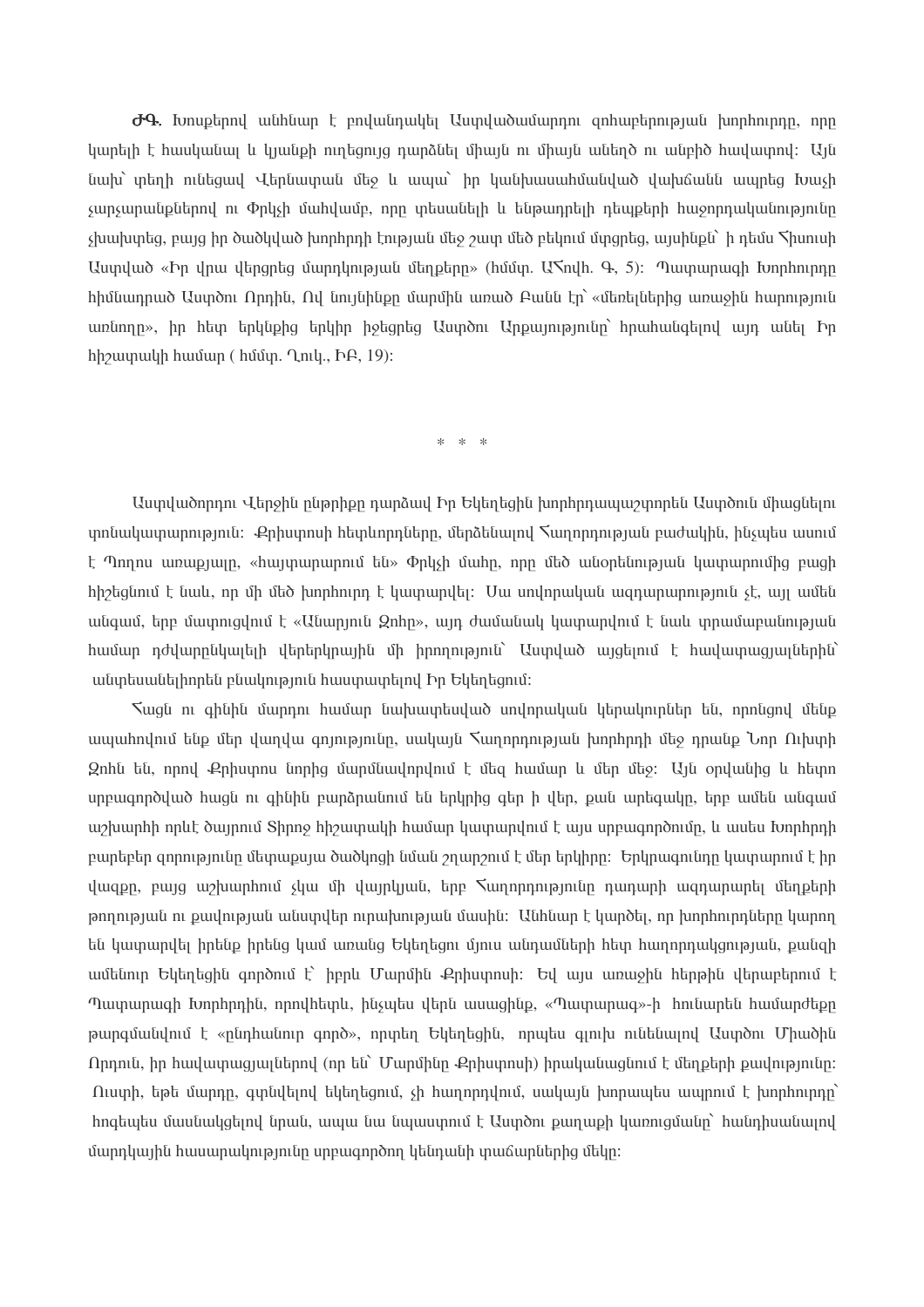**ԺԳ.** Խոսքերով անհնար է բովանդակել Աստվածամարդու զոհաբերության խորհուրդը, որը կարելի է հասկանալ և կյանքի ուղեցույց դարձնել միայն ու միայն անեղծ ու անբիծ հավատով: Այն նախ՝ տեղի ունեցավ Վերնատան մեջ և ապա՝ իր կանխասահմանված վախճանն ապրեց Խաչի չարչարանքներով ու Փրկչի մահվամբ, որը տեսանելի և ենթադրելի դեպքերի հաջորդականությունը չխախտեց, բայց իր ծածկված խորհրդի էության մեջ շատ մեծ բեկում մտցրեց, այսինքն՝ ի դեմս Հիսուսի Աստված «Իր վրա վերցրեց մարդկության մեղքերը» (հմմտ. ԱՀովհ. Գ, 5): Պատարագի Խորհուրդը հիմնադրած Աստծու Որդին, Ով նույնինքը մարմին առած Բանն էր՝ «մեռելներից առաջին հարություն առնողը», իր հետ երկնքից երկիր իջեցրեց Աստծու Արքայությունը՝ հրահանգելով այդ անել Իր հիշատակի համար ( հմմտ. Ղուկ., ԻԲ, 19):

\* \* \*

Աստվածորդու Վերջին ընթրիքը դարձավ Իր Եկեղեցին խորհրդապաշտորեն Աստծուն միացնելու տոնակատարություն: Քրիստոսի հետևորդները, մերձենալով Հաղորդության բաժակին, ինչպես ասում է Պողոս առաքյալը, «հայտարարում են» Փրկչի մահը, որը մեծ անօրենության կատարումից բացի հիշեցնում է նաև, որ մի մեծ խորհուրդ է կատարվել: Սա սովորական ազդարարություն չէ, այլ ամեն անգամ, երբ մատուցվում է «Անարյուն Զոհը», այդ ժամանակ կատարվում է նաև տրամաբանության համար դժվարընկալելի վերերկրային մի իրողություն՝ Աստված այցելում է հավատացյալներին՝ անտեսանելիորեն բնակություն հաստատելով Իր Եկեղեցում:

Հացն ու գինին մարդու համար նախատեսված սովորական կերակուրներ են, որոնցով մենք ապահովում ենք մեր վաղվա գոյությունը, սակայն Հաղորդության խորհրդի մեջ դրանք Նոր Ուխտի Զոհն են, որով Քրիստոս նորից մարմնավորվում է մեզ համար և մեր մեջ: Այն օրվանից և հետո սրբագործված հացն ու գինին բարձրանում են երկրից գեր ի վեր, քան արեգակը, երբ ամեն անգամ աշխարհի որևէ ծայրում Տիրոջ հիշատակի համար կատարվում է այս սրբագործումը, և ասես Խորհրդի բարերեր զորությունը մետաքսյա ծածկոցի նման շղարշում է մեր երկիրը: Երկրագունդը կատարում է իր վազքը, բայց աշխարհում չկա մի վայրկյան, երբ Հաղորդությունը դադարի ազդարարել մեղքերի թողության ու քավության անսպառ ուրախության մասին: Անհնար է կարծել, որ խորհուրդները կարող են կատարվել իրենք իրենց կամ առանց Եկեղեցու մյուս անդամների հետ հաղորդակցության, քանզի ամենուր Եկեղեցին գործում է՝ իբրև Մարմինը Քրիստոսի: Եվ այս առաջին հերթին վերաբերում է Պատարագի Խորհրդին, որովհետև, ինչպես վերն ասացինք, «Պատարագ»-ի հունարեն համարժեքը թարգմանվում է «ընդհանուր գործ», որտեղ Եկեղեցին, որպես գլուխ ունենալով Աստծու Միածին Որդուն, իր հավատացյալներով (որ են՝ Մարմինը Քրիստոսի) իրականացնում է մեղքերի քավությունը: Ուստի, եթե մարդը, գտնվելով եկեղեցում, չի հաղորդվում, սակայն խորապես ապրում է խորհուրդը՝ հոգեպես մասնակցելով նրան, ապա նա նպաստում է Աստծու քաղաքի կառուցմանը՝ հանդիսանալով մարդկային հասարակությունը սրբագործող կենդանի տաճարներից մեկը: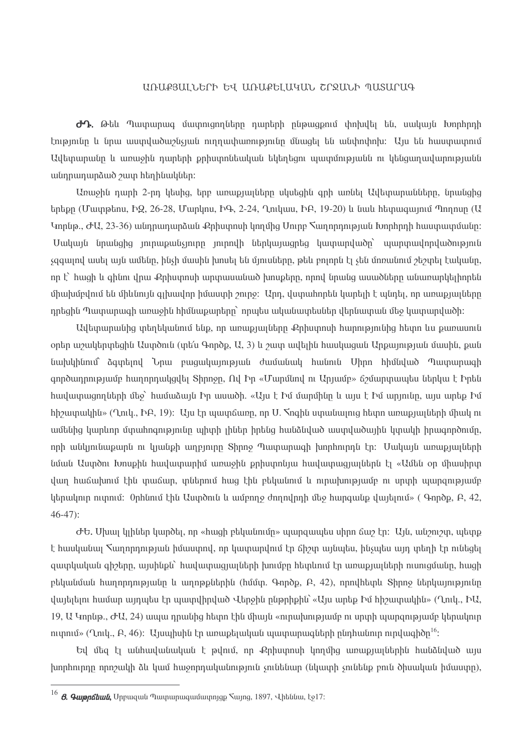## ԱՌԱՔՅԱԼՆԵՐԻ ԵՎ ԱՌԱՔԵԼԱԿԱՆ ՇՐՋԱՆԻ ՊԱՏԱՐԱԳ

**ԺԴ.** Թեև Պատարագ մատուցողները դարերի ընթացքում փոխվել են, սակայն Խորհրդի էությունը և նրա աստվածաշնչյան ուղղափառությունը մնացել են անփոփոխ: Այս են հաստատում Ավետարանը և առաջին դարերի քրիստոնեական եկեղեցու պատմության ու կենցաղավարության անդրադարձած շատ հեղինակներ:

Առաջին դարի 2-րդ կեսից, երբ առաքյալները սկսեցին գրի առնել Ավետարանները, նրանցից երեքը (Մատթեոս, ԻԶ, 26-28, Մարկոս, ԻԴ, 2-24, Ղուկաս, ԻԲ, 19-20) և նաև հետագայում Պողոսը (Ա Կորնթ., ԺԱ, 23-36) անդրադարձան Քրիստոսի կողմից Սուրբ Հաղորդության Խորհրդի հաստատմանը: Սակայն նրանցից յուրաքանչյուրը յուրովի ներկայացրեց կատարվածը՝ պարտավորվածություն չզգալով ասել այն ամենը, ինչի մասին խոսել են մյուսները, թեև բոլորն էլ չեն մոռանում շեշտել էականը, որ է՝ հացի և գինու վրա Քրիստոսի արտասանած խոսքերը, որով նրանց ասածները անառարկելիորեն միախմբվում են միևնույն գլխավոր իմաստի շուրջ: Արդ, վստահորեն կարելի է պնդել, որ առաքյալները դրեցին Պատարագի առաջին հիմնաքարերը՝ որպես ականատեսներ վերնատան մեջ կատարվածի:

Ավետարանից տեղեկանում ենք, որ առաքյալները Քրիստոսի հարությունից հետո ևս քառասուն օրեր աշակերտեցին Աստծուն (տե՛ս Գործք, Ա, 3) և շատ ավելին հասկացան Արքայության մասին, քան նախկինում՝ ձգտելով Նրա բացակայության ժամանակ հանուն Սիրո հիմնված Պատարագի գործադրությամբ հաղորդակցվել Տիրոջը, Ով Իր «Մարմնով ու Արյամբ» ճշմարտապես ներկա է Իրեն հավատացողների մեջ՝ համաձայն Իր ասածի. «Այս է Իմ մարմինը և այս է Իմ արյունը, այս արեք Իմ հիշատակին» (Ղուկ., ԻԲ, 19): Այս էր պատճառը, որ Ս. Հոգին ստանալուց հետո առաքյալների միակ ու ամենից կարևոր մտահոգությունը պիտի լիներ իրենց հանձնված աստվածային կտակի իրագործումը, որի անկյունաքարն ու կյանքի աղբյուրը Տիրոջ Պատարագի խորհուրդն էր: Սակայն առաքյալների նման Աստծու Խոսքին հավատարիմ առաջին քրիստոնյա հավատացյալներն էլ «Ամեն օր միասիրտ վաղ հաճախում էին տաճար, տներում հաց էին բեկանում և ուրախությամբ ու սրտի պարզությամբ կերակուր ուտում: Օրհնում էին Աստծուն և ամբողջ ժողովրդի մեջ հարգանք վայելում» ( Գործք, Բ, 42, 46-47):

**ԺԵ.** Սխալ կլիներ կարծել, որ «հացի բեկանումը» պարզապես սիրո ճաշ էր: Այն, անշուշտ, պետք է հասկանալ Հաղորդության իմաստով, որ կատարվում էր ճիշտ այնպես, ինչպես այդ պահի էր ունեցել զատկական գիշերը, այսինքն՝ հավատացյալների խումբը հետևում էր առաքյալների ուսուցմանը, հացի բեկանման հաղորդությանը և աղոթքներին (հմմտ. Գործք, Բ, 42), որովհետև Տիրոջ ներկայությունը վայելելու համար այդպես էր պատվիրված Վերջին ընթրիքին՝ «Այս արեք Իմ հիշատակին» (Ղուկ., ԻԱ, 19, Ա Կորնթ., ԺԱ, 24) ապա դրանից հետո էին միայն «ուրախությամբ ու սրտի պարզությամբ կերակուր ուտում» (Ղուկ., Բ, 46): Այսպիսին էր առաքելական պատարագների ընդհանուր ուրվագիծը[16]:

Եվ մեզ էլ անհավանական է թվում, որ Քրիստոսի կողմից առաքյալներին հանձնված այս խորհուրդը որոշակի ձև կամ հաջորդականություն չունենար (նկատի չունենք բուն ծիսական իմաստը),

---

[16] ***Յ. Գաթրճեան,*** Սրբազան Պատարագամատոյցք Հայոց, 1897, Վիեննա, էջ17: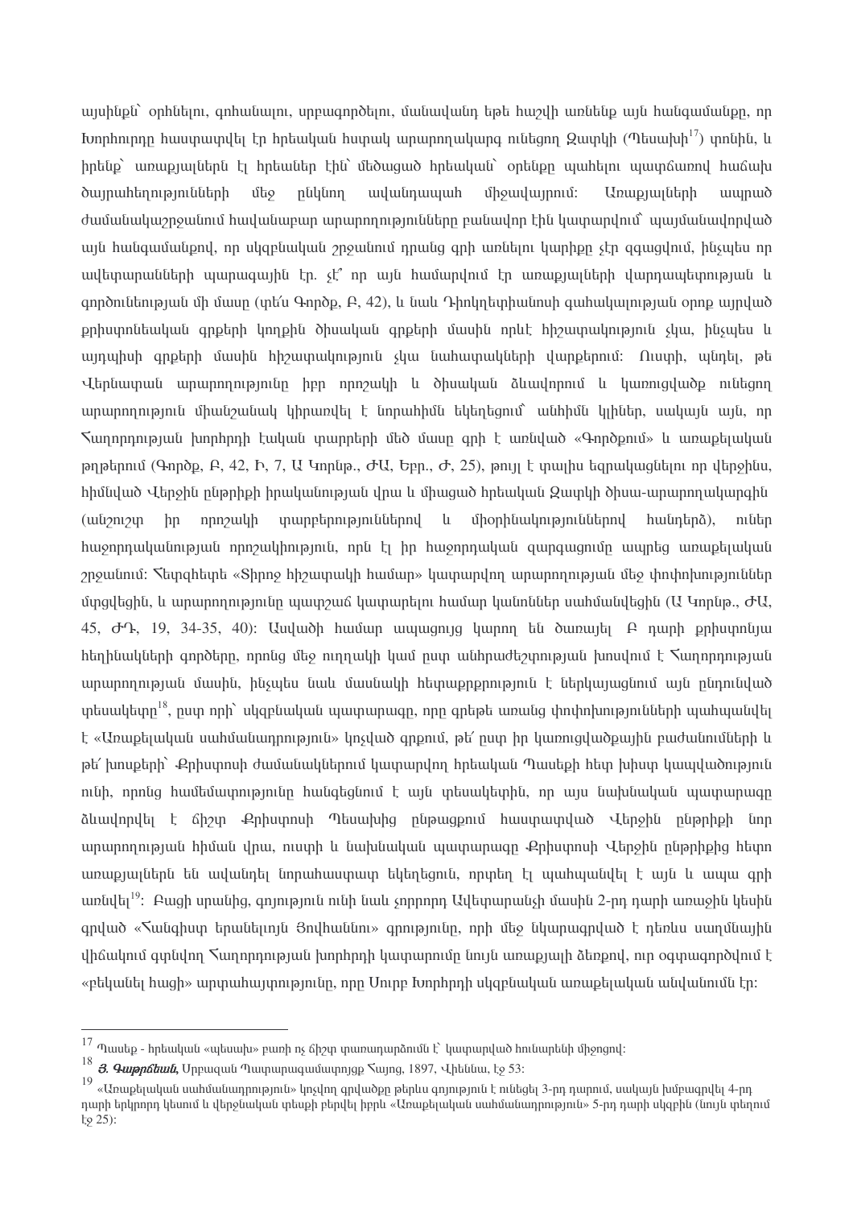այսինքն՝ օրհնելու, գոհանալու, սրբագործելու, մանավանդ եթե հաշվի առնենք այն հանգամանքը, որ Խորհուրդը հաստատվել էր հրեական հստակ արարողակարգ ունեցող Զատկի (Պեսախի[17]) փոնին, և իրենք՝ առաքյալներն էլ հրեաներ էին՝ մեծացած հրեական՝ օրենքը պահելու պատճառով հաճախ ծայրահեղություններ մեջ ընկնող ավանդապահ միջավայրում: Առաքյալների ապրած ժամանակաշրջանում հավանաբար արարողությունները բանավոր էին կատարվում՝ պայմանավորված այն հանգամանքով, որ սկզբնական շրջանում դրանց գրի առնելու կարիքը չէր զգացվում, ինչպես որ ավետարանների պարագային էր. չէ՞ որ այն համարվում էր առաքյալների վարդապետության և գործունեության մի մասը (տե՛ս Գործք, Բ, 42), և նաև Դիոկղետիանոսի գահակալության օրոք այրված քրիստոնեական գրքերի կողքին ծիսական գրքերի մասին որևէ հիշատակություն չկա, ինչպես և այդպիսի գրքերի մասին հիշատակություն չկա նահատակների վարքերում: Ուստի, պնդել, թե Վերնատան արարողությունը իբր որոշակի և ծիսական ձևավորում և կառուցվածք ունեցող արարողություն միանշանակ կիրառվել է նորահիմն եկեղեցում՝ անհիմն կլիներ, սակայն այն, որ Հաղորդության խորհրդի էական տարրերի մեծ մասը գրի է առնված «Գործքում» և առաքելական թղթերում (Գործք, Բ, 42, Ի, 7, Ա Կորնթ., ԺԱ, Եբր., Ժ, 25), թույլ է տալիս եզրակացնելու որ վերջինս, հիմնված Վերջին ընթրիքի իրականության վրա և միացած հրեական Զատկի ծիսա-արարողակարգին (անշուշտ իր որոշակի տարբերություններով և միօրինակություններով հանդերձ), ուներ հաջորդականության որոշակիություն, որն էլ իր հաջորդական զարգացումը ապրեց առաքելական շրջանում: Հետզհետե «Տիրոջ հիշատակի համար» կատարվող արարողության մեջ փոփոխություններ մտցվեցին, և արարողությունը պատշաճ կատարելու համար կանոններ սահմանվեցին (Ա Կորնթ., ԺԱ, 45, ԺԴ, 19, 34-35, 40): Ասվածի համար ապացույց կարող են ծառայել Բ դարի քրիստոնյա հեղինակների գործերը, որոնց մեջ ուղղակի կամ ըստ անհրաժեշտության խոսվում է Հաղորդության արարողության մասին, ինչպես նաև մասնակի հետաքրքրություն է ներկայացնում այն ընդունված տեսակետը[18], ըստ որի՝ սկզբնական պատարագը, որը գրեթե առանց փոփոխությունների պահպանվել է «Առաքելական սահմանադրություն» կոչված գրքում, թե՛ ըստ իր կառուցվածքային բաժանումների և թե՛ խոսքերի՝ Քրիստոսի ժամանակներում կատարվող հրեական Պասեքի հետ խիստ կապվածություն ունի, որոնց համեմատությունը հանգեցնում է այն տեսակետին, որ այս նախնական պատարագը ձևավորվել է ճիշտ Քրիստոսի Պեսախից ընթացքում հաստատված Վերջին ընթրիքի նոր արարողության հիման վրա, ուստի և նախնական պատարագը Քրիստոսի Վերջին ընթրիքից հետո առաքյալներն են ավանդել նորահաստատ եկեղեցուն, որտեղ էլ պահպանվել է այն և ապա գրի առնվել[19]: Բացի սրանից, գոյություն ունի նաև չորրորդ Ավետարանչի մասին 2-րդ դարի առաջին կեսին գրված «Հանգիստ երանելւոյն Յովհաննու» գրությունը, որի մեջ նկարագրված է դեռևս սաղմնային վիճակում գտնվող Հաղորդության խորհրդի կատարումը նույն առաքյալի ձեռքով, ուր օգտագործվում է «բեկանել հացի» արտահայտությունը, որը Սուրբ Խորհրդի սկզբնական առաքելական անվանումն էր:

---

[17] Պասեք - հրեական «պեսախ» բառի ոչ ճիշտ տառադարձումն է՝ կատարված հունարենի միջոցով:

[18] ***Յ. Գաթրճեան,*** Սրբազան Պատարագամատոյցք Հայոց, 1897, Վիեննա, էջ 53:

[19] «Առաքելական սահմանադրութիւն» կոչվող գրվածքը թերևս գոյություն է ունեցել 3-րդ դարում, սակայն խմբագրվել 4-րդ դարի երկրորդ կեսում և վերջնական տեսքի բերվել իբրև «Առաքելական սահմանադրութիւն» 5-րդ դարի սկզբին (նույն տեղում էջ 25):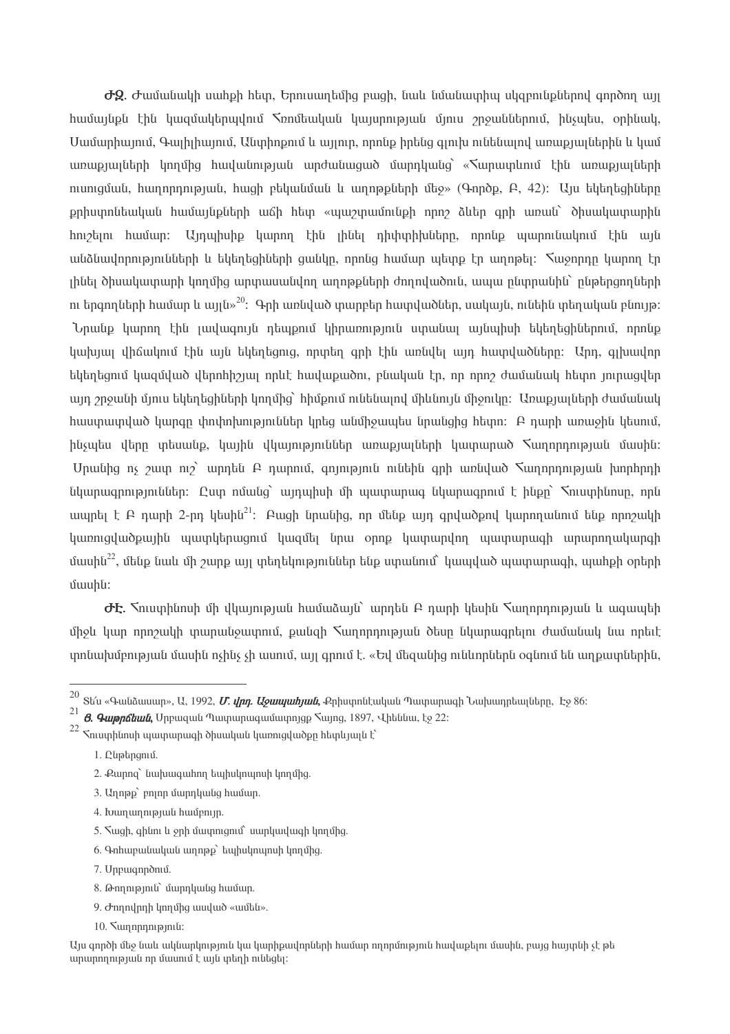**ԺԶ.** Ժամանակի սահքի հետ, Երուսաղեմից բացի, նաև նմանատիպ սկզբունքներով գործող այլ համայնքներ էին կազմակերպվում Հռոմեական կայսրության մյուս շրջաններում, ինչպես, օրինակ, Սամարիայում, Գալիլիայում, Անտիոքում և այլուր, որոնք իրենց գլուխ ունենալով առաքյալներին և կամ առաքյալների կողմից հավանության արժանացած մարդկանց՝ «Հարատևում էին առաքյալների ուսուցման, հաղորդության, հացի բեկանման և աղոթքների մեջ» (Գործք, Բ, 42)։ Այս եկեղեցիները քրիստոնեական համայնքների աճի հետ «պաշտամունքի որոշ ձևեր գրի առան՝ ծիսակարգին հուշելու համար։ Այդպիսիք կարող էին լինել դիփտիխները, որոնք պարունակում էին այն անձնավորությունների և եկեղեցիների ցանկը, որոնց համար պետք էր աղոթել։ Հաջորդը կարող էր լինել ծիսակատարի կողմից արտասանվող աղոթքների ժողովածուն, ապա ընտրանին՝ ընթերցողների ու երգողների համար և այլն»[20]։ Գրի առնված տարբեր հատվածներ, սակայն, ունեին տեղական բնույթ։ Նրանք կարող էին լավագույն դեպքում կիրառություն ստանալ այնպիսի եկեղեցիներում, որոնք կախյալ վիճակում էին այն եկեղեցուց, որտեղ գրի էին առնվել այդ հատվածները։ Արդ, գլխավոր եկեղեցում կազմված վերոհիշյալ որևէ հավաքածու, բնական էր, որ որոշ ժամանակ հետո յուրացվեր այդ շրջանի մյուս եկեղեցիների կողմից՝ հիմքում ունենալով միևնույն միջուկը։ Առաքյալների ժամանակ հաստատված կարգը փոփոխություններ կրեց անմիջապես նրանցից հետո։ Բ դարի առաջին կեսում, ինչպես վերը տեսանք, կային վկայություններ առաքյալների կատարած Հաղորդության մասին։ Սրանից ոչ շատ ուշ՝ արդեն Բ դարում, գոյություն ունեին գրի առնված Հաղորդության խորհրդի նկարագրություններ։ Ըստ ոմանց՝ այդպիսի մի պատարագ նկարագրում է ինքը՝ Հուստինոսը, որն ապրել է Բ դարի 2-րդ կեսին[21]։ Բացի նրանից, որ մենք այդ գրվածքով կարողանում ենք որոշակի կառուցվածքային պատկերացում կազմել նրա օրոք կատարվող պատարագի արարողակարգի մասին[22], մենք նաև մի շարք այլ տեղեկություններ ենք ստանում՝ կապված պատարագի, պահքի օրերի մասին։

**ԺԷ.** Հուստինոսի մի վկայության համաձայն՝ արդեն Բ դարի կեսին Հաղորդության և ագապեի միջև կար որոշակի տարանջատում, քանզի Հաղորդության ծեսը նկարագրելու ժամանակ նա որևէ տոնախմբության մասին ոչինչ չի ասում, այլ գրում է. «Եվ մեզանից ունևորներն օգնում են աղքատներին,

---

[20] Տե՛ս «Գանձասար», Ա, 1992, ***Մ. վրդ. Աջապահյան,*** Քրիստոնէական Պատարագի Նախադրեալները, էջ 86:

[21] ***Յ. Գաթրճեան,*** Սրբազան Պատարագամատոյց Հայոց, 1897, Վիեննա, էջ 22:

[22] Հուստինոսի պատարագի ծիսական կառուցվածքը հետևյալն է՝

1. Ընթերցում.
2. Քարոզ՝ նախագահող եպիսկոպոսի կողմից.
3. Աղոթք՝ բոլոր մարդկանց համար.
4. Խաղաղության համբույր.
5. Հացի, գինու և ջրի մատուցում՝ սարկավագի կողմից.
6. Գոհաբանական աղոթք՝ եպիսկոպոսի կողմից.
7. Սրբագործում.
8. Թողություն՝ մարդկանց համար.
9. Ժողովրդի կողմից ասված «ամեն».
10. Հաղորդություն:

Այս գործի մեջ նաև ակնարկություն կա կարիքավորների համար ողորմություն հավաքելու մասին, բայց հայտնի չէ թե արարողության որ մասում է այն տեղի ունեցել: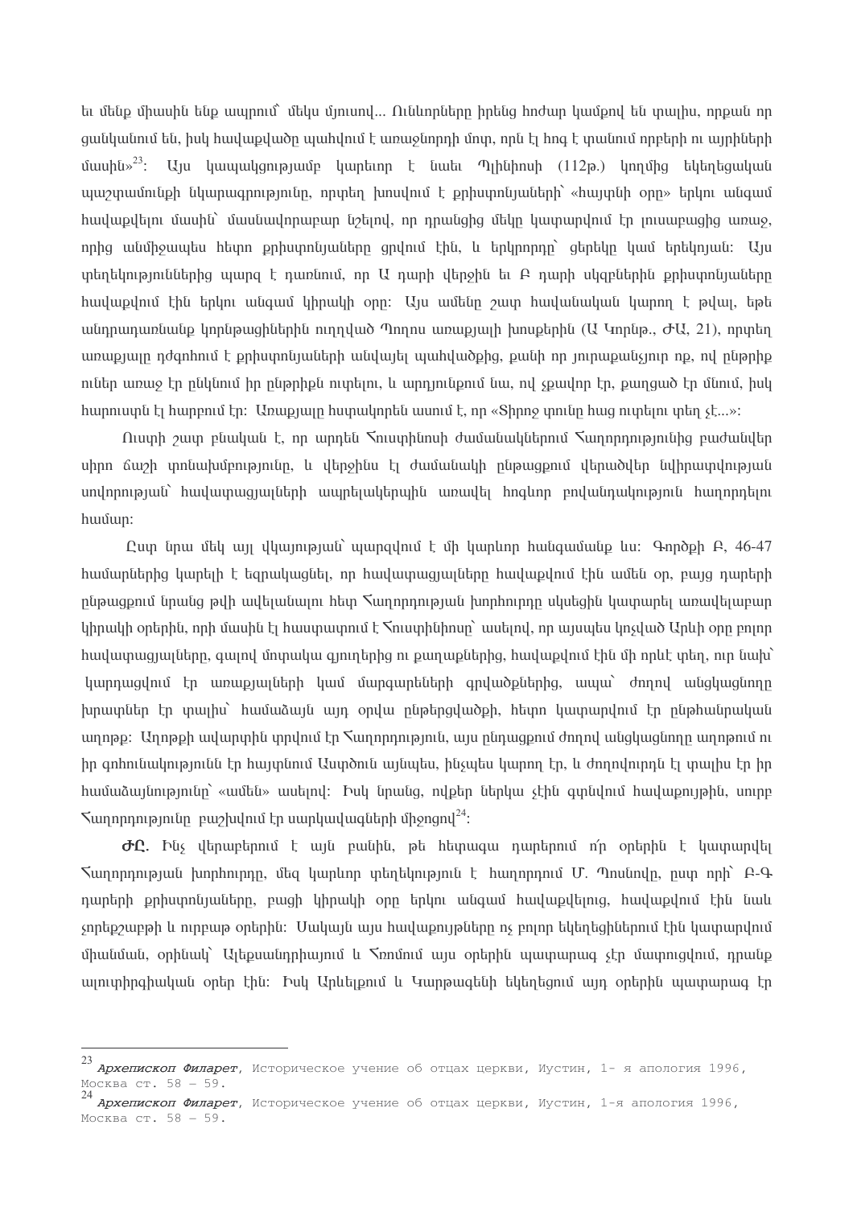եւ մենք միասին ենք ապրում՝ մեկս մյուսով… Ունևորները իրենց հոժար կամքով են տալիս, որքան որ ցանկանում են, իսկ հավաքվածը պահվում է առաջնորդի մոտ, որն էլ հոգ է տանում որբերի ու այրիների մասին»[23]: Այս կապակցությամբ կարեւոր է նաեւ Պլինիոսի (112թ.) կողմից եկեղեցական պաշտամունքի նկարագրությունը, որտեղ խոսվում է քրիստոնյաների՝ «հայտնի օրը» երկու անգամ հավաքվելու մասին՝ մասնավորաբար նշելով, որ դրանցից մեկը կատարվում էր լուսաբացից առաջ, որից անմիջապես հետո քրիստոնյաները ցրվում էին, և երկրորդը՝ ցերեկը կամ երեկոյան: Այս տեղեկություններից պարզ է դառնում, որ Ա դարի վերջին եւ Բ դարի սկզբներին քրիստոնյաները հավաքվում էին երկու անգամ կիրակի օրը: Այս ամենը շատ հավանական կարող է թվալ, եթե անդրադառնանք կորնթացիներին ուղղված Պողոս առաքյալի խոսքերին (Ա Կորնթ., ԺԱ, 21), որտեղ առաքյալը դժգոհում է քրիստոնյաների անվայել պահվածքից, քանի որ յուրաքանչյուր ոք, ով ընթրիք ուներ առաջ էր ընկնում իր ընթրիքն ուտելու, և արդյունքում նա, ով չքավոր էր, քաղցած էր մնում, իսկ հարուստն էլ հարբում էր: Առաքյալը հստակորեն ասում է, որ «Տիրոջ տունը հաց ուտելու տեղ չէ…»:

Ուստի շատ բնական է, որ արդեն Հուստինոսի ժամանակներում Հաղորդությունից բաժանվեր սիրո ճաշի տոնախմբությունը, և վերջինս էլ ժամանակի ընթացքում վերածվեր նվիրատվության սովորության՝ հավատացյալների ապրելակերպին առավել հոգևոր բովանդակություն հաղորդելու համար:

Ըստ նրա մեկ այլ վկայության՝ պարզվում է մի կարևոր հանգամանք ևս: Գործքի Բ, 46-47 համարներից կարելի է եզրակացնել, որ հավատացյալները հավաքվում էին ամեն օր, բայց դարերի ընթացքում նրանց թվի ավելանալու հետ Հաղորդության խորհուրդը սկսեցին կատարել առավելաբար կիրակի օրերին, որի մասին էլ հաստատում է Հուստինոսը՝ ասելով, որ այսպես կոչված Արևի օրը բոլոր հավատացյալները, գալով մոտակա գյուղերից ու քաղաքներից, հավաքվում էին մի որևէ տեղ, ուր նախ՝ կարդացվում էր առաքյալների կամ մարգարեների գրվածքներից, ապա՝ ժողով անցկացնողը խրատներ էր տալիս՝ համաձայն այդ օրվա ընթերցվածքի, հետո կատարվում էր ընթհանրական աղոթք: Աղոթքի ավարտին տրվում էր Հաղորդություն, այս ընդացքում ժողով անցկացնողը աղոթում ու իր գոհունակությունն էր հայտնում Աստծուն այնպես, ինչպես կարող էր, և ժողովուրդն էլ տալիս էր իր համաձայնությունը՝ «ամեն» ասելով: Իսկ նրանց, ովքեր ներկա չէին գտնվում հավաքույթին, սուրբ Հաղորդությունը բաշխվում էր սարկավագների միջոցով[24]:

**ԺԸ.** Ինչ վերաբերում է այն բանին, թե հետագա դարերում ո՛ր օրերին է կատարվել Հաղորդության խորհուրդը, մեզ կարևոր տեղեկություն է հաղորդում Մ. Պոսնովը, ըստ որի՝ Բ-Գ դարերի քրիստոնյաները, բացի կիրակի օրը երկու անգամ հավաքվելուց, հավաքվում էին նաև չորեքշաբթի և ուրբաթ օրերին: Սակայն այս հավաքույթները ոչ բոլոր եկեղեցիներում էին կատարվում միանման, օրինակ՝ Ալեքսանդրիայում և Հռոմում այս օրերին պատարագ չէր մատուցվում, դրանք ալիտիրգիական օրեր էին: Իսկ Արևելքում և Կարթագենի եկեղեցում այդ օրերին պատարագ էր

---

[23] *Архиепископ Филарет*, Историческое учение об отцах церкви, Иустин, 1- я апология 1996, Москва ст. 58 – 59.

[24] *Архиепископ Филарет*, Историческое учение об отцах церкви, Иустин, 1-я апология 1996, Москва ст. 58 – 59.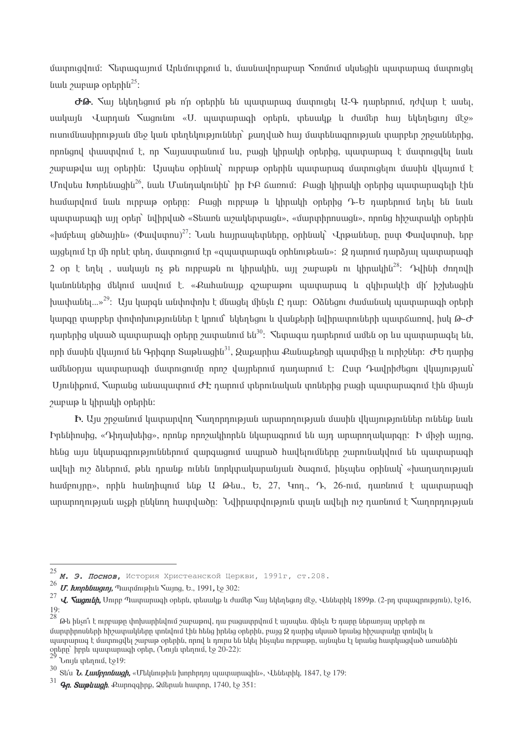մատուցվում: Հետագայում Արևմուտքում և, մասնավորաբար Հռոմում սկսեցին պատարագ մատուցել նաև շաբաթ օրերին[25]:

**ԺԹ.** Հայ եկեղեցում թե ո՛ր օրերին են պատարագ մատուցել Ա-Գ դարերում, դժվար է ասել, սակայն Վարդան Հացունու «Ս. պատարագի օրերն, տեսակք և ժամեր հայ եկեղեցւոյ մէջ» ուսումնասիրության մեջ կան տեղեկություններ՝ քաղված հայ մատենագրության տարբեր շրջաններից, որոնցով փաստվում է, որ Հայաստանում ևս, բացի կիրակի օրերից, պատարագ է մատուցվել նաև շաբաթվա այլ օրերին: Այսպես օրինակ՝ ուրբաթ օրերին պատարագ մատուցելու մասին վկայում է Մովսես Խորենացին[26], նաև Մանդակունին՝ իր ԻԲ ճառում: Բացի կիրակի օրերից պատարագելի էին համարվում նաև ուրբաթ օրերը: Բացի ուրբաթ և կիրակի օրերից Դ-Ե դարերում եղել են նաև պատարագի այլ օրեր՝ նվիրված «Տեառն աշակերտացն», «մարտիրոսացն», որոնց հիշատակի օրերին «խմբեալ ցնծային» (Փավստոս)[27]: Նաև հայրապետները, օրինակ՝ Վրթանեսը, ըստ Փավստոսի, երբ այցելում էր մի որևէ տեղ, մատուցում էր «զպատարագն օրհնութեան»: Զ դարում դարձյալ պատարագի 2 օր է եղել , սակայն ոչ թե ուրբաթն ու կիրակին, այլ շաբաթն ու կիրակին[28]: Դվինի ժողովի կանոններից մեկում ասվում է. «Քահանայք զշաբաթու պատարագ և զկիրակէի մի՛ իշխեսցին խափանել...»[29]: Այս կարգն անփոփոխ է մնացել մինչև Ը դար: Օձնեցու ժամանակ պատարագի օրերի կարգը տարբեր փոփոխություններ է կրում՝ եկեղեցու և վանքերի նվիրատուների պատճառով, իսկ Թ-Ժ դարերից սկսած պատարագի օրերը շատանում են[30]: Հետագա դարերում ամեն օր ևս պատարագել են, որի մասին վկայում են Գրիգոր Տաթևացին[31], Զաքարիա Քանաքեռցի պատմիչը և ուրիշներ: ԺԵ դարից ամենօրյա պատարագի մատուցումը որոշ վայրերում դադարում է: Ըստ Դավրիժեցու վկայության՝ Սյունիքում, Հարանց անապատում ԺԷ դարում տերունական տոներից բացի պատարագում էին միայն շաբաթ և կիրակի օրերին:

**Ի.** Այս շրջանում կապարվող Հաղորդության արարողության մասին վկայություններ ունենք նաև Իրենիոսից, «Դիդախեից», որոնք որոշակիորեն նկարագրում են այդ արարողակարգը: Ի միջի այլոց, հենց այս նկարագրություններում զարգացում ապրած հավելումները շարունակվում են պատարագի ավելի ուշ ձևերում, թեև դրանք ունեն նորկտակարանյան ծագում, ինչպես օրինակ՝ «խաղաղության համբույրը», որին հանդիպում ենք Ա Թես., Ե, 27, Կող., Դ, 26-ում, դառնում է պատարագի արարողության աչքի ընկնող հատվածը: Նվիրատվություն տալն ավելի ուշ դառնում է Հաղորդության

---

[25] *М. Э. Поснов*, История Христеанской Церкви, 1991г, ст.208.

[26] ***Մ. Խորենացու,*** Պատմութիւն Հայոց, Ե., 1991, էջ 302:

[27] ***Վ. Հացունի,*** Սուրբ Պատարագի օրերն, տեսակք և ժամեր Հայ եկեղեցւոյ մէջ, Վենետիկ 1899թ. (2-րդ տպագրություն), էջ16, 19:

[28] Թե ինչո՞ւ է ուրբաթը փոխարինվում շաբաթով, դա բացատրվում է այսպես. մինչև Ե դարը ներառյալ սրբերի ու մարտիրոսների հիշատակները տոնվում էին հենց իրենց օրերին, բայց Զ դարից սկսած նրանց հիշատակը տոնվել և պատարագ է մատուցվել շաբաթ օրերին, որով և դուրս են եկել ինչպես ուրբաթը, այնպես էլ նրանց հատկացված առանձին օրերը՝ իբրև պատարագի օրեր, (Նույն տեղում, էջ 20-22):

[29] Նույն տեղում, էջ19:

[30] Տե՛ս ***Ն. Լամբրոնացի,*** «Մեկնութիւն խորհրդոյ պատարագին», Վենետիկ, 1847, էջ 179:

[31] ***Գր. Տաթևացի***, Քարոզգիրք, Ձմերան հատոր, 1740, էջ 351: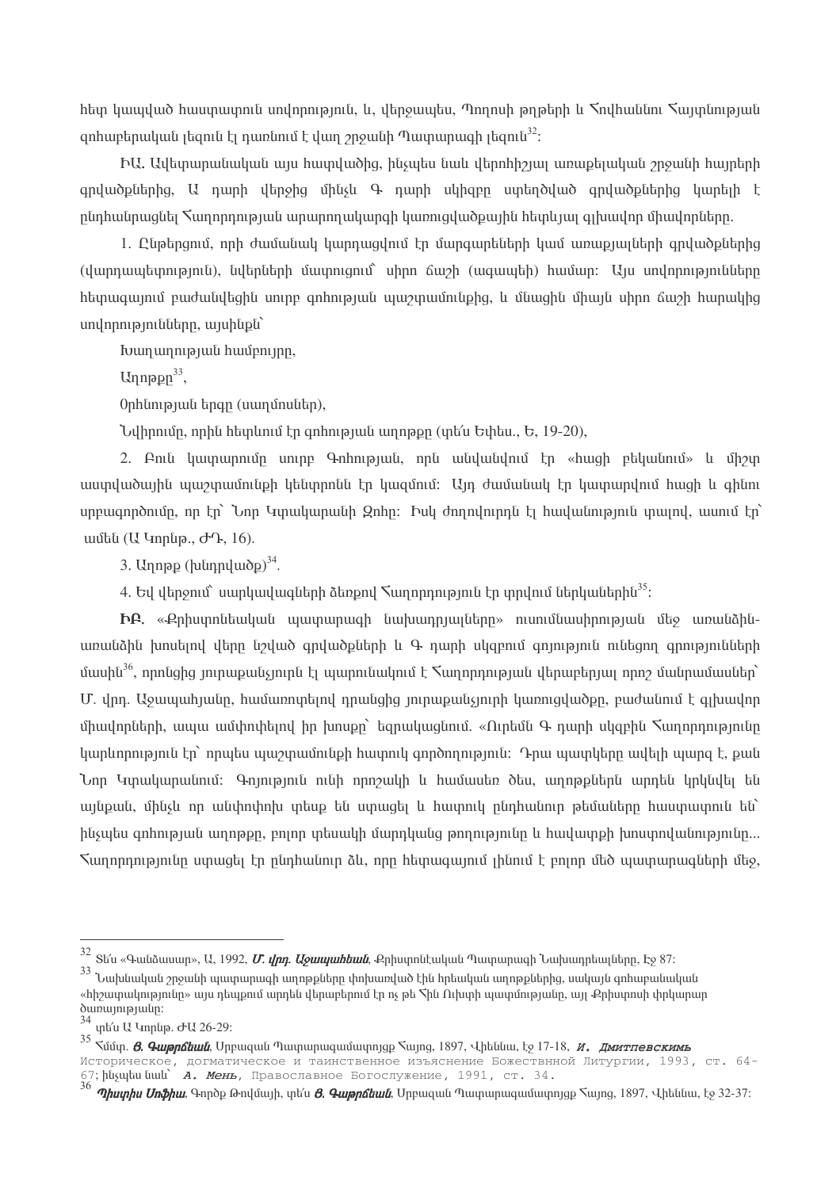հետ կապված հատուկ սովորություն, և, վերջապես, Պողոսի թղթերի և Հովհաննու Հայտնության զոհաբերական լեզուն էլ դառնում է վաղ շրջանի Պատարագի լեզուն[32]:

**ԻԱ**. Ավետարանական այս հատվածից, ինչպես նաև վերոհիշյալ առաքելական շրջանի հայրերի գրվածքներից, Ա դարի վերջից մինչև Գ դարի սկիզբը ստեղծված գրվածքներից կարելի է ընդհանրացնել Հաղորդության արարողակարգի կառուցվածքային հետևյալ գլխավոր միավորները.

1. Ընթերցում, որի ժամանակ կարդացվում էր մարգարեների կամ առաքյալների գրվածքներից (վարդապետություն), նվերների մատուցում` սիրո ճաշի (ագապեի) համար: Այս սովորությունները հետագայում բաժանվեցին սուրբ զոհության պաշտամունքից, և մնացին միայն սիրո ճաշի հարակից սովորությունները, այսինքն`

Խաղաղության համբույրը,

Աղոթքը[33],

Օրհնության երգը (սաղմոսներ),

Նվիրումը, որին հետևում էր զոհության աղոթքը (տե՛ս Եփես., Ե, 19-20),

2. Բուն կատարումը սուրբ Գոհության, որն անվանվում էր «հացի բեկանում» և միշտ աստվածային պաշտամունքի կենտրոնն էր կազմում: Այդ ժամանակ էր կատարվում հացի և գինու սրբագործումը, որ էր` Նոր Կտակարանի Զոհը: Իսկ ժողովուրդն էլ հավանություն տալով, ասում էր` ամեն (Ա Կորնթ., ԺԴ, 16).

3. Աղոթք (խնդրվածք)[34].

4. Եվ վերջում` սարկավագների ձեռքով Հաղորդություն էր տրվում ներկաներին[35]:

**ԻԲ**. «Քրիստոնեական պատարագի նախադրյալները» ուսումնասիրության մեջ առանձին-առանձին խոսելով վերը նշված գրվածքների և Գ դարի սկզբում գոյություն ունեցող գրությունների մասին[36], որոնցից յուրաքանչյուրն էլ պարունակում է Հաղորդության վերաբերյալ որոշ մանրամասներ` Մ. վրդ. Աջապահյանը, համառոտելով դրանցից յուրաքանչյուրի կառուցվածքը, բաժանում է գլխավոր միավորների, ապա ամփոփելով իր խոսքը` եզրակացնում. «Ուրեմն Գ դարի սկզբին Հաղորդությունը կարևորություն էր` որպես պաշտամունքի հատուկ գործողություն: Դրա պատկերը ավելի պարզ է, քան Նոր Կտակարանում: Գոյություն ունի որոշակի և համասեռ ծես, աղոթքներն արդեն կրկնվել են այնքան, մինչև որ անփոփոխ տեսք են ստացել և հատուկ ընդհանուր թեմաները հաստատուն են` ինչպես զոհության աղոթքը, բոլոր տեսակի մարդկանց թողությունը և հավատքի խոստովանությունը... Հաղորդությունը ստացել էր ընդհանուր ձև, որը հետագայում լինում է բոլոր մեծ պատարագների մեջ,

---

[32] Տե՛ս «Գանձասար», Ա, 1992, ***Մ. վրդ. Աջապահեան***, Քրիստոնէական Պատարագի Նախադրեալները, էջ 87:

[33] Նախնական շրջանի պատարագի աղոթքները փոխառված էին հրեական աղոթքներից, սակայն զոհաբանական «հիշատակությունը» այս դեպքում արդեն վերաբերում էր ոչ թե Հին Ուխտի պատմությանը, այլ Քրիստոսի փրկարար ծառայությանը:

[34] տե՛ս Ա Կորնթ. ԺԱ 26-29:

[35] Հմմտ. ***Յ. Գաթրճեան***, Սրբազան Պատարագամատոյցք Հայոց, 1897, Վիեննա, էջ 17-18, ***И. Дмитпевскимь*** Историческое, догматическое и таинственное изъяснение Божественной Литургии, 1993, ст. 64-67; ինչպես նաև` ***А. Мень***, Православное Богослужение, 1991, ст. 34.

[36] ***Դիտրիս Սոֆիա***, Գործք Թովմայի, տե՛ս ***Յ. Գաթրճեան***, Սրբազան Պատարագամատոյցք Հայոց, 1897, Վիեննա, էջ 32-37: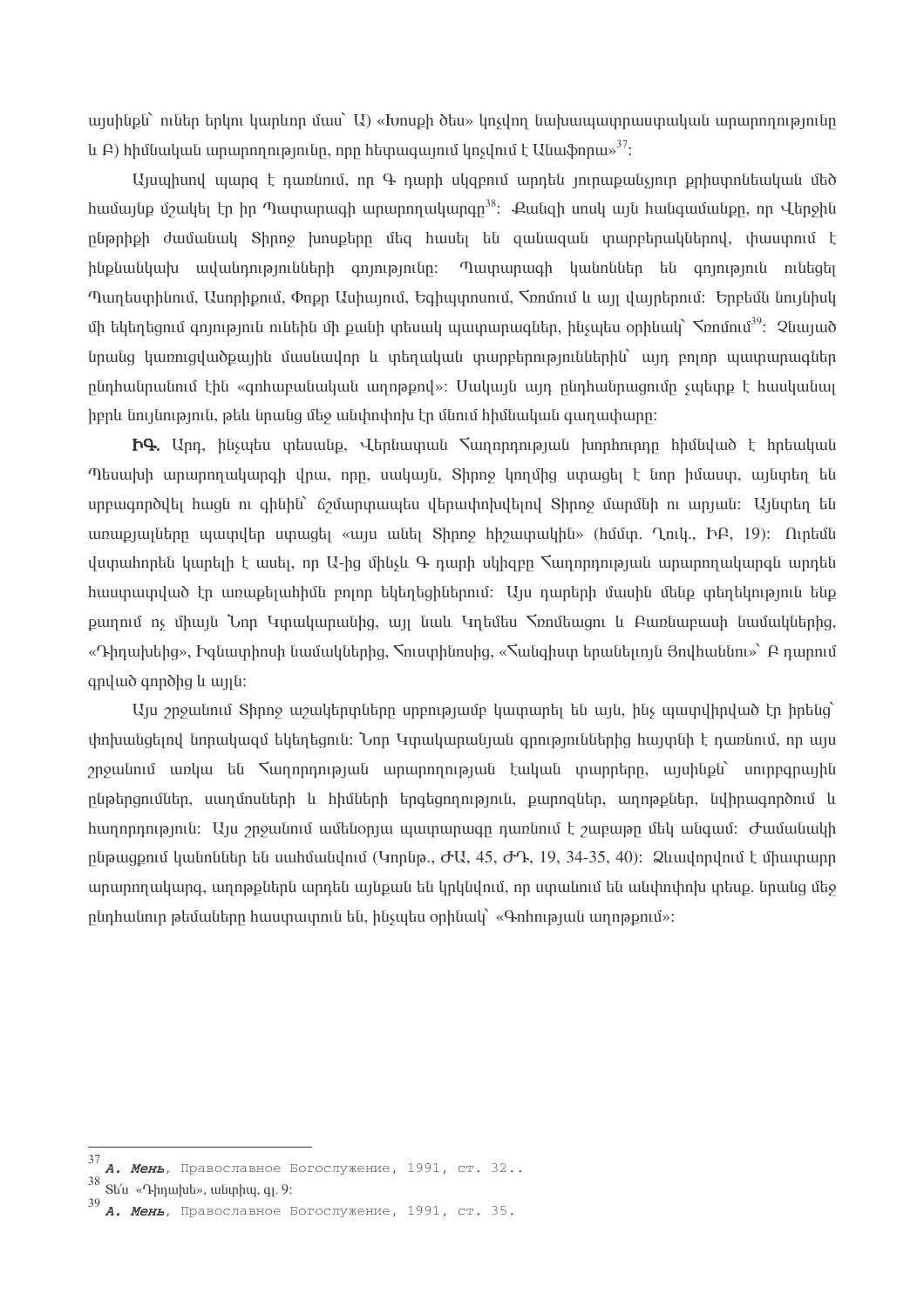այսինքն՝ ուներ երկու կարևոր մաս՝ Ա) «Խոսքի ծես» կոչվող նախապատրաստական արարողությունը և Բ) հիմնական արարողությունը, որը հետագայում կոչվում է Անաֆորա»[37]:

Այսպիսով պարզ է դառնում, որ Գ դարի սկզբում արդեն յուրաքանչյուր քրիստոնեական մեծ համայնք մշակել էր իր Պատարագի արարողակարգը[38]: Քանզի սոսկ այն հանգամանքը, որ Վերջին ընթրիքի ժամանակ Տիրոջ խոսքերը մեզ հասել են զանազան տարբերակներով, փաստում է ինքնանկախ ավանդությունների գոյությունը: Պատարագի կանոններ են գոյություն ունեցել Պաղեստինում, Ասորիքում, Փոքր Ասիայում, Եգիպտոսում, Հռոմում և այլ վայրերում: Երբեմն նույնիսկ մի եկեղեցում գոյություն ունեին մի քանի տեսակ պատարագներ, ինչպես օրինակ՝ Հռոմում[39]: Չնայած նրանց կառուցվածքային մասնավոր և տեղական տարբերություններին՝ այդ բոլոր պատարագներ ընդհանրանում էին «գոհաբանական աղոթքով»: Սակայն այդ ընդհանրացումը չպետք է հասկանալ իբրև նույնություն, թեև նրանց մեջ անփոփոխ էր մնում հիմնական գաղափարը:

**ԻԳ.** Արդ, ինչպես տեսանք, Վերնատան Հաղորդության խորհուրդը հիմնված է հրեական Պեսախի արարողակարգի վրա, որը, սակայն, Տիրոջ կողմից ստացել է նոր իմաստ, այնտեղ են սրբագործվել հացն ու գինին՝ ճշմարտապես վերափոխվելով Տիրոջ մարմնի ու արյան: Այնտեղ են առաքյալները պատվեր ստացել «այս անել Տիրոջ հիշատակին» (հմմտ. Ղուկ., ԻԲ, 19): Ուրեմն վստահորեն կարելի է ասել, որ Ա-ից մինչև Գ դարի սկիզբը Հաղորդության արարողակարգն արդեն հաստատված էր առաքելահիմն բոլոր եկեղեցիներում: Այս դարերի մասին մենք տեղեկություն ենք քաղում ոչ միայն Նոր Կտակարանից, այլ նաև Կղեմես Հռոմեացու և Բառնաբասի նամակներից, «Դիդախեից», Իգնատիոսի նամակներից, Հուստինոսից, «Հանգիստ երանելույն Յովհաննու»՝ Բ դարում գրված գործից և այլն:

Այս շրջանում Տիրոջ աշակերտները սրբությամբ կատարել են այն, ինչ պատվիրված էր իրենց՝ փոխանցելով նորակազմ եկեղեցուն: Նոր Կտակարանյան գրություններից հայտնի է դառնում, որ այս շրջանում առկա են Հաղորդության արարողության էական տարրերը, այսինքն՝ սուրբգրային ընթերցումներ, սաղմոսների և հիմների երգեցողություն, քարոզներ, աղոթքներ, նվիրագործում և հաղորդություն: Այս շրջանում ամենօրյա պատարագը դառնում է շաբաթը մեկ անգամ: Ժամանակի ընթացքում կանոններ են սահմանվում (Կորնթ., ԺԱ, 45, ԺԴ, 19, 34-35, 40): Ձևավորվում է միատարր արարողակարգ, աղոթքներն արդեն այնքան են կրկնվում, որ ստանում են անփոփոխ տեսք. նրանց մեջ ընդհանուր թեմաները հաստատուն են, ինչպես օրինակ՝ «Գոհության աղոթքում»:

---

[37] *А. Мень*, Православное Богослужение, 1991, ст. 32..

[38] Տե՛ս «Դիդախե», անտիպ, գլ. 9:

[39] *А. Мень*, Православное Богослужение, 1991, ст. 35.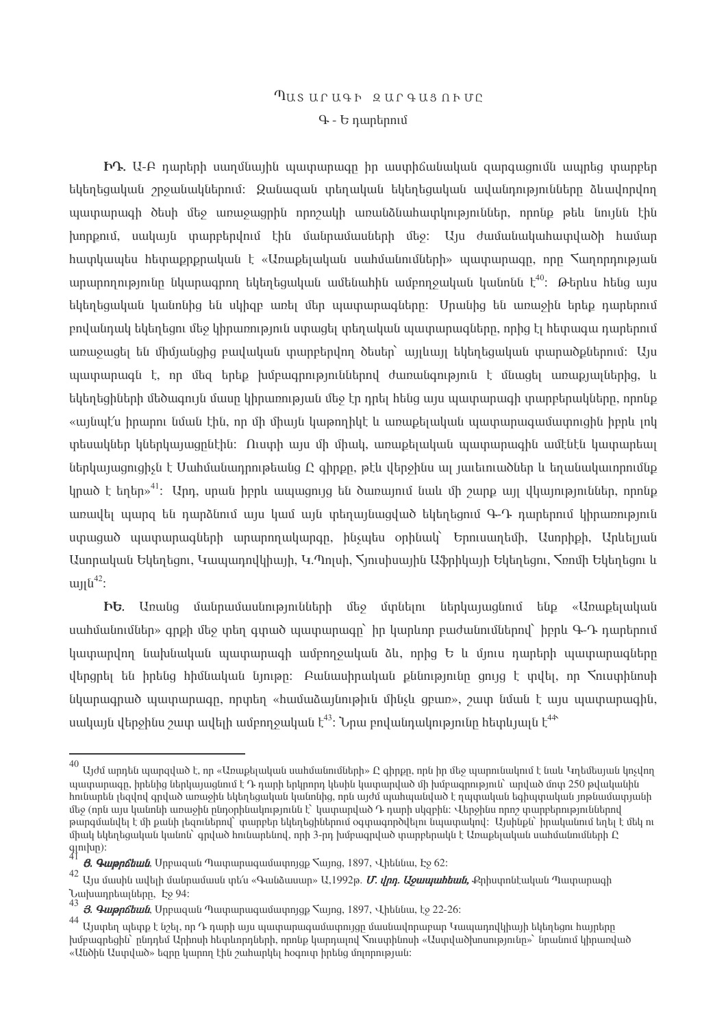# ՊԱՏԱՐԱԳԻ ԶԱՐԳԱՑՈՒՄԸ

## Գ - Ե դարերում

**ԻԴ.** Ա-Բ դարերի սաղմնային պատարագը իր աստիճանական զարգացումն ապրեց տարբեր եկեղեցական շրջանակներում: Զանազան տեղական եկեղեցական ավանդությունները ձևավորվող պատարագի ծեսի մեջ առաջացրին որոշակի առանձնահատկություններ, որոնք թեև նույնն էին խորքում, սակայն տարբերվում էին մանրամասների մեջ: Այս ժամանակահատվածի համար հատկապես հետաքրքրական է «Առաքելական սահմանումների» պատարագը, որը Հաղորդության արարողությունը նկարագրող եկեղեցական ամենահին ամբողջական կանոնն է[40]: Թերևս հենց այս եկեղեցական կանոնից են սկիզբ առել մեր պատարագները: Սրանից են առաջին երեք դարերում բովանդակ եկեղեցու մեջ կիրառություն ստացել տեղական պատարագները, որից էլ հետագա դարերում առաջացել են միմյանցից բավական տարբերվող ծեսեր՝ այլևայլ եկեղեցական տարածքներում: Այս պատարագն է, որ մեզ երեք խմբագրություններով ժառանգություն է մնացել առաքյալներից, և եկեղեցիների մեծագույն մասը կիրառության մեջ էր դրել հենց այս պատարագի տարբերակները, որոնք «այնպէ՛ս իրարու նման էին, որ մի միայն կաթողիկէ և առաքելական պատարագամատոյցին իբրև յոկ տեսակներ կներկայացընէին: Ուստի այս մի միակ, առաքելական պատարագին ամէնէն կատարեալ ներկայացուցիչն է Սահմանադրութեանց Ը գիրքը, թէև վերջինս ալ յաւելուածներ և եղանակաւորումք կրած է եղեր»[41]: Արդ, սրան իբրև ապացույց են ծառայում նաև մի շարք այլ վկայություններ, որոնք առավել պարզ են դարձնում այս կամ այն տեղայնացված եկեղեցում Գ-Դ դարերում կիրառություն ստացած պատարագների արարողակարգը, ինչպես օրինակ՝ Երուսաղեմի, Ասորիքի, Արևելյան Ասորական Եկեղեցու, Կապադովկիայի, Կ.Պոլսի, Հյուսիսային Աֆրիկայի Եկեղեցու, Հռոմի Եկեղեցու և այլն[42]:

**ԻԵ.** Առանց մանրամասնությունների մեջ մտնելու ներկայացնում ենք «Առաքելական սահմանումներ» գրքի մեջ տեղ գտած պատարագը՝ իր կարևոր բաժանումներով՝ իբրև Գ-Դ դարերում կատարվող նախնական պատարագի ամբողջական ձև, որից Ե և մյուս դարերի պատարագները վերցրել են իրենց հիմնական նյութը: Բանասիրական քննությունը ցույց է տվել, որ Հուստինոսի նկարագրած պատարագը, որտեղ «համաձայնութիւն մինչև ցբառ», շատ նման է այս պատարագին, սակայն վերջինս շատ ավելի ամբողջական է[43]: Նրա բովանդակությունը հետևյալն է[44]

---

[40] Այժմ արդեն պարզված է, որ «Առաքելական սահմանումների» Ը գիրքը, որն իր մեջ պարունակում է նաև Կղեմեսյան կոչվող պատարագը, իրենից ներկայացնում է Դ դարի երկրորդ կեսին կատարված մի խմբագրություն՝ արված մոտ 250 թվականին հունարեն լեզվով գրված առաջին եկեղեցական կանոնից, որն այժմ պահպանված է ղպտական եգիպտական յոթնամատյանի մեջ (որն այս կանոնի առաջին ընդօրինակությունն է՝ կատարված Դ դարի սկզբին: Վերջինս որոշ տարբերություններով թարգմանվել է մի քանի լեզուներով՝ տարբեր եկեղեցիներում օգտագործվելու նպատակով: Այսինքն՝ իրականում եղել է մեկ ու միակ եկեղեցական կանոն՝ գրված հունարենով, որի 3-րդ խմբագրված տարբերակն է Առաքելական սահմանումների Ը գլուխը):

[41] ***Յ. Գաթրճեան***, Սրբազան Պատարագամատոյցք Հայոց, 1897, Վիեննա, էջ 62:

[42] Այս մասին ավելի մանրամասն տե՛ս «Գանձասար» Ա,1992թ. ***Մ. վրդ. Աջապահեան,*** Քրիստոնէական Պատարագի Նախադրեալները, Էջ 94:

[43] ***Յ. Գաթրճեան***, Սրբազան Պատարագամատոյցք Հայոց, 1897, Վիեննա, էջ 22-26:

[44] Այստեղ պետք է նշել, որ Դ դարի այս պատարագամատույցը մասնավորաբար Կապադովկիայի եկեղեցու հայրերը խմբագրեցին՝ ընդդեմ Արիոսի հետևորդների, որոնք կարդալով Հուստինոսի «Աստվածխոսությունը»՝ նրանում կիրառված «Անծին Աստված» եզրը կարող էին շահարկել հօգուտ իրենց մոլորության: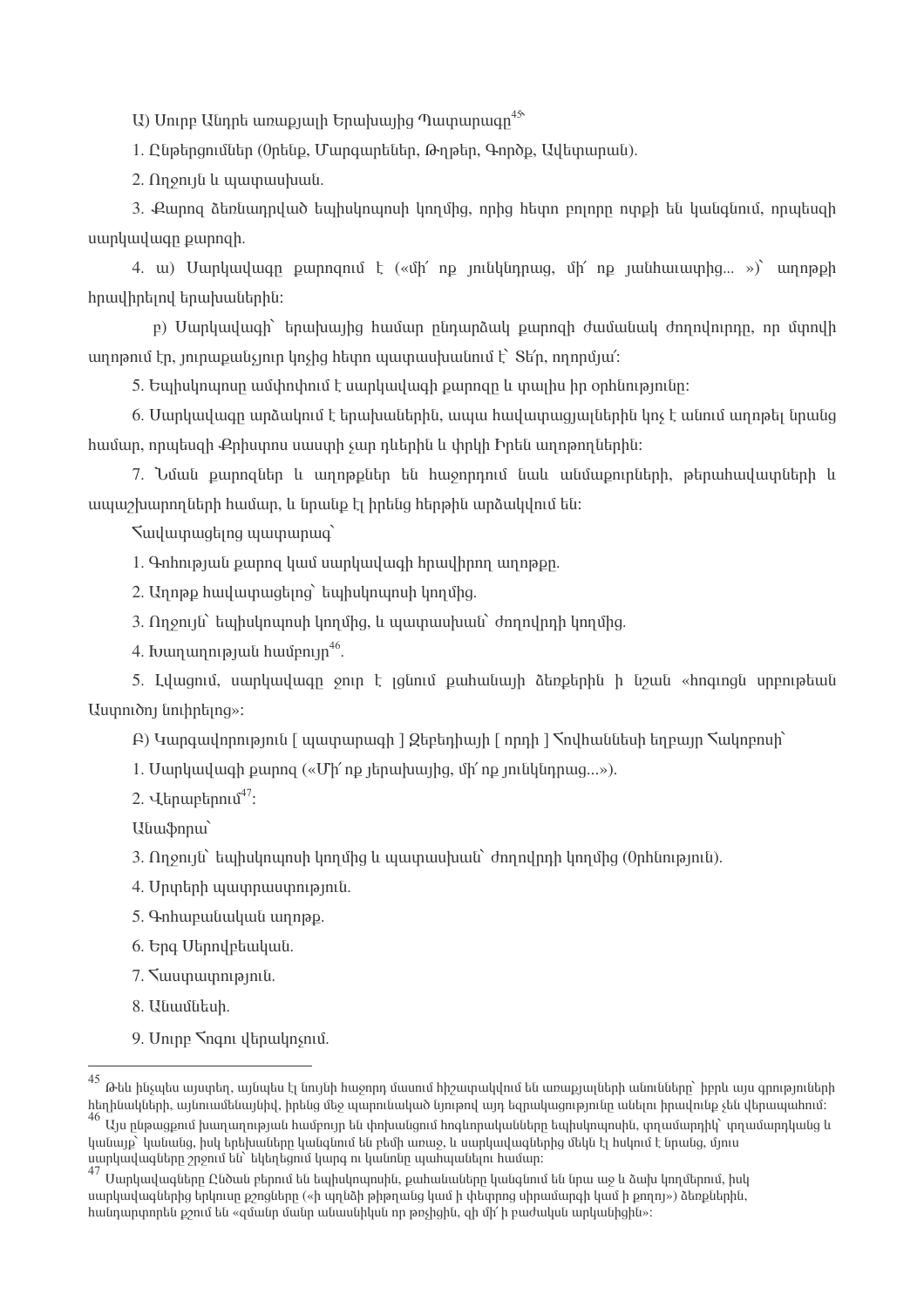Ա) Սուրբ Անդրե առաքյալի Երախայից Պատարագը[45]՝

1. Ընթերցումներ (Օրենք, Մարգարեներ, Թղթեր, Գործք, Ավետարան).

2. Ողջույն և պատասխան.

3. Քարոզ ձեռնադրված եպիսկոպոսի կողմից, որից հետո բոլորը ոտքի են կանգնում, որպեսզի սարկավագը քարոզի.

4. ա) Սարկավագը քարոզում է («մի՛ ոք յունկնդրաց, մի՛ ոք յանհաւատից... »)՝ աղոթքի հրավիրելով երախաներին:

բ) Սարկավագի՝ երախայից համար ընդարձակ քարոզի ժամանակ ժողովուրդը, որ մտովի աղոթում էր, յուրաքանչյուր կոչից հետո պատասխանում է՝ Տե՛ր, ողորմյա՛:

5. Եպիսկոպոսը ամփոփում է սարկավագի քարոզը և փալիս իր օրհնությունը:

6. Սարկավագը արձակում է երախաներին, ապա հավատացյալներին կոչ է անում աղոթել նրանց համար, որպեսզի Քրիստոս սատրի չար դևերին և փրկի Իրեն աղոթողներին:

7. Նման քարոզներ և աղոթքներ են հաջորդում նաև անմաքուրների, թերահավատների և ապաշխարողների համար, և նրանք էլ իրենց հերթին արձակվում են:

Հավատացելոց պատարագ՝

1. Գոհության քարոզ կամ սարկավագի հրավիրող աղոթքը.

2. Աղոթք հավատացելոց՝ եպիսկոպոսի կողմից.

3. Ողջույն՝ եպիսկոպոսի կողմից, և պատասխան՝ ժողովրդի կողմից.

4. Խաղաղության համբույր[46].

5. Լվացում, սարկավագը ջուր է լցնում քահանայի ձեռքերին ի նշան «հոգւոցն սրբութեան Աստուծոյ նուիրելոց»:

Բ) Կարգավորություն [ պատարագի ] Զեբեդիայի [ որդի ] Հովհաննեսի եղբայր Հակոբոսի՝

1. Սարկավագի քարոզ («Մի՛ ոք յերախայից, մի՛ ոք յունկնդրաց...»).

2. Վերաբերում[47]:

Անաֆորա՝

3. Ողջույն՝ եպիսկոպոսի կողմից և պատասխան՝ ժողովրդի կողմից (Օրհնություն).

4. Սրտերի պատրաստություն.

5. Գոհաբանական աղոթք.

6. Երգ Սերովբեական.

7. Հաստատություն.

8. Անամնեսի.

9. Սուրբ Հոգու վերակոչում.

---

[45] Թեև ինչպես այստեղ, այնպես էլ նույնի հաջորդ մասում հիշատակվում են առաքյալների անունները՝ իբրև այս գրությունների հեղինակների, այնուամենայնիվ, իրենց մեջ պարունակած նյութով այդ եզրակացությունը անելու իրավունք չեն վերապահում:

[46] Այս ընթացքում խաղաղության համբույր են փոխանցում հոգևորականները եպիսկոպոսին, տղամարդիկ՝ տղամարդկանց և կանայք՝ կանանց, իսկ երեխաները կանգնում են բեմի առաջ, և սարկավագներից մեկն էլ հսկում է նրանց, մյուս սարկավագները շրջում են՝ եկեղեցում կարգ ու կանոնը պահպանելու համար:

[47] Սարկավագները Ընծան բերում են եպիսկոպոսին, քահանաները կանգնում են նրա աջ և ձախ կողմերում, իսկ սարկավագներից երկուսը քշոցները («ի պղնձի թիթղանց կամ ի փետրոց սիրամարգի կամ ի քողոյ») ձեռքներին, հանդարտորեն քշում են «զմանր մանր անասնիկսն որ թռչիցին, զի մի՛ ի բաժակսն արկանիցին»: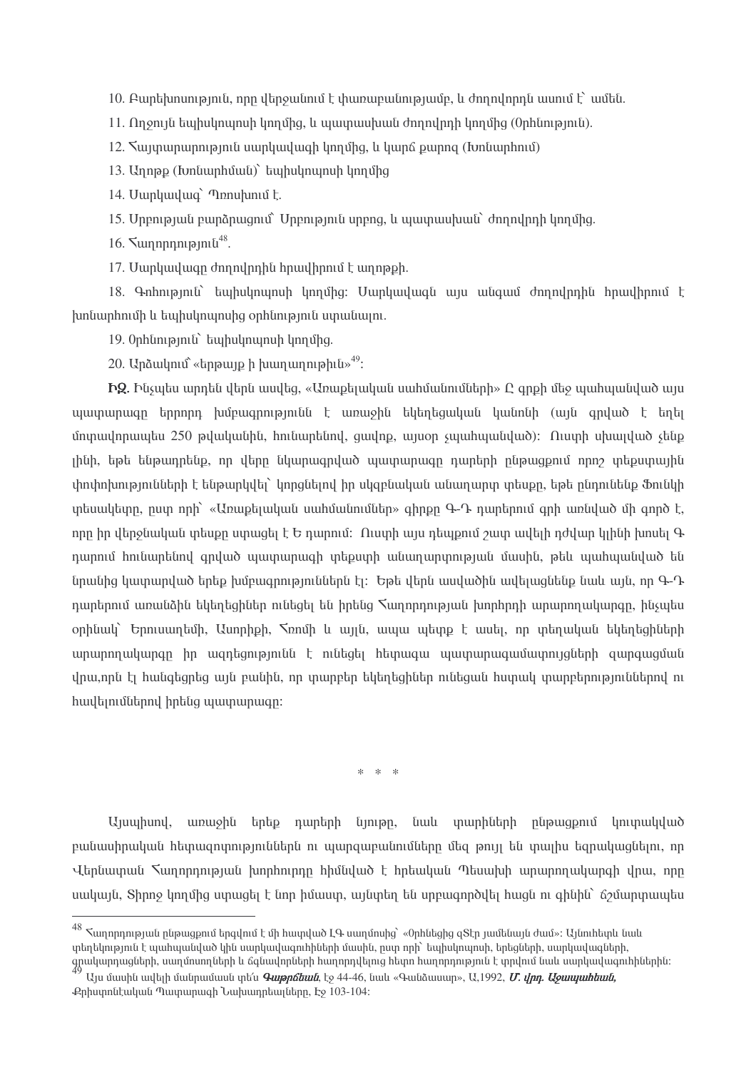10. Բարեխոսություն, որը վերջանում է փառաբանությամբ, և ժողովրդն ասում է՝ ամեն.

11. Ողջույն եպիսկոպոսի կողմից, և պատասխան ժողովրդի կողմից (Օրհնություն).

12. Հայտարարություն սարկավագի կողմից, և կարճ քարոզ (Խոնարհում)

13. Աղոթք (Խոնարհման)՝ եպիսկոպոսի կողմից

14. Սարկավագ՝ Պռոսխում է.

15. Սրբության բարձրացում՝ Սրբություն սրբոց, և պատասխան՝ ժողովրդի կողմից.

16. Հաղորդություն[48].

17. Սարկավագը ժողովրդին հրավիրում է աղոթքի.

18. Գոհություն՝ եպիսկոպոսի կողմից: Սարկավագն այս անգամ ժողովրդին հրավիրում է խոնարհումի և եպիսկոպոսից օրհնություն ստանալու.

19. Օրհնություն՝ եպիսկոպոսի կողմից.

20. Արձակում՝ «երթայք ի խաղաղութիւն»[49]:

**ԻԶ.** Ինչպես արդեն վերն ասվեց, «Առաքելական սահմանումների» Ը գրքի մեջ պահպանված այս պատարագը երրորդ խմբագրությունն է առաջին եկեղեցական կանոնի (այն գրված է եղել մոտավորապես 250 թվականին, հունարենով, ցավոք, այսօր չպահպանված): Ուստի սխալված չենք լինի, եթե ենթադրենք, որ վերը նկարագրված պատարագը դարերի ընթացքում որոշ տեքստային փոփոխությունների է ենթարկվել՝ կորցնելով իր սկզբնական անաղարտ տեսքը, եթե ընդունենք Ֆունկի տեսակետը, ըստ որի՝ «Առաքելական սահմանումներ» գիրքը Գ-Դ դարերում գրի առնված մի գործ է, որը իր վերջնական տեսքը ստացել է Ե դարում: Ուստի այս դեպքում շատ ավելի դժվար կլինի խոսել Գ դարում հունարենով գրված պատարագի տեքստի անաղարտության մասին, թեև պահպանված են նրանից կատարված երեք խմբագրություններն էլ: Եթե վերն ասվածին ավելացնենք նաև այն, որ Գ-Դ դարերում առանձին եկեղեցիներ ունեցել են իրենց Հաղորդության խորհրդի արարողակարգը, ինչպես օրինակ՝ Երուսաղեմի, Ասորիքի, Հռոմի և այլն, ապա պետք է ասել, որ տեղական եկեղեցիների արարողակարգը իր ազդեցությունն է ունեցել հետագա պատարագամատույցների զարգացման վրա,որն էլ հանգեցրեց այն բանին, որ տարբեր եկեղեցիներ ունեցան հստակ տարբերություններով ու հավելումներով իրենց պատարագը:

\* \* \*

Այսպիսով, առաջին երեք դարերի նյութը, նաև տարիների ընթացքում կուտակված բանասիրական հետազոտություններն ու պարզաբանումները մեզ թույլ են տալիս եզրակացնելու, որ Վերնատան Հաղորդության խորհուրդը հիմնված է իրեական Պեսախի արարողակարգի վրա, որը սակայն, Տիրոջ կողմից ստացել է նոր իմաստ, այնտեղ են սրբագործվել հացն ու գինին՝ ճշմարտապես

[48] Հաղորդության ընթացքում երգվում է մի հատված ԼԳ սաղմոսից՝ «Օրհնեցից զՏէր յամենայն ժամ»: Այնուհետև նաև տեղեկություն է պահպանված կին սարկավագուհիների մասին, ըստ որի՝ եպիսկոպոսի, երեցների, սարկավագների, ընթերցողների, սաղմոսողների և ճգնավորների հաղորդվելուց հետո հաղորդություն է փրվում նաև սարկավագուհիներին:

[49] Այս մասին ավելի մանրամասն տե՛ս ***Գաթրճեան***, էջ 44-46, նաև «Գանձասար», Ա,1992, ***Մ. վրդ. Աջապահեան,*** Քրիստոնէական Պատարագի Նախադրեալները, էջ 103-104: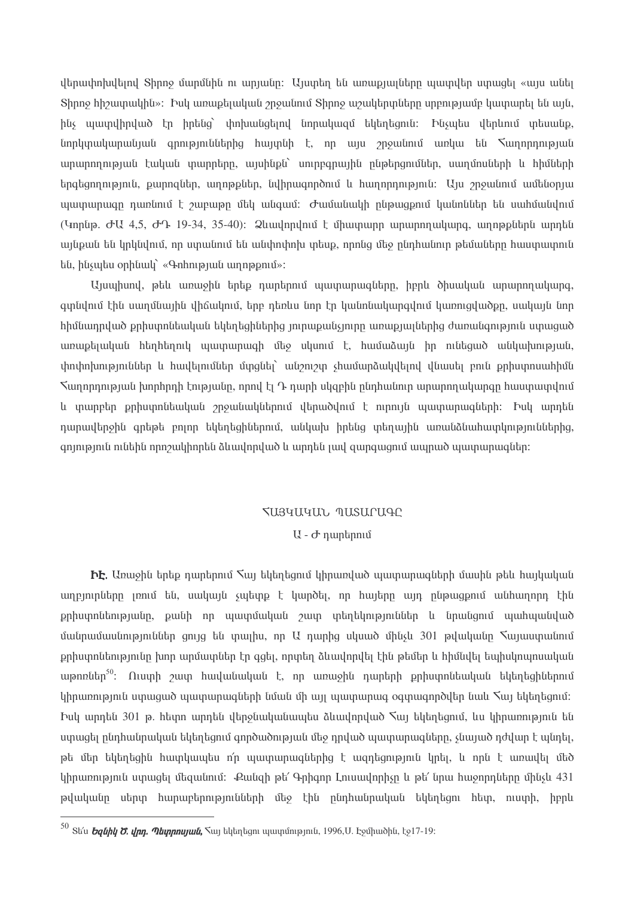վերափոխվելով Տիրոջ մարմնին ու արյանը: Այստեղ են առաքյալները պատվեր ստացել «այս անել Տիրոջ հիշատակին»: Իսկ առաքելական շրջանում Տիրոջ աշակերտները սրբությամբ կատարել են այն, ինչ պատվիրված էր իրենց՝ փոխանցելով նորակազմ եկեղեցուն: Ինչպես վերևում տեսանք, նորկտակարանյան գրություններից հայտնի է, որ այս շրջանում առկա են Հաղորդության արարողության էական փարրերը, այսինքն՝ սուրբգրային ընթերցումներ, սաղմոսների և հիմների երգեցողություն, քարոզներ, աղոթքներ, նվիրագործում և հաղորդություն: Այս շրջանում ամենօրյա պատարագը դառնում է շաբաթը մեկ անգամ: Ժամանակի ընթացքում կանոններ են սահմանվում (Կորնթ. ԺԱ 4,5, ԺԴ 19-34, 35-40): Ձևավորվում է միապարր արարողակարգ, աղոթքներն արդեն այնքան են կրկնվում, որ ստանում են անփոփոխ տեսք, որոնց մեջ ընդհանուր թեմաները հաստատուն են, ինչպես օրինակ՝ «Գոհության աղոթքում»:

Այսպիսով, թեև առաջին երեք դարերում պատարագները, իբրև ծիսական արարողակարգ, գտնվում էին սաղմնային վիճակում, երբ դեռևս նոր էր կանոնակարգվում կառուցվածքը, սակայն նոր հիմնադրված քրիստոնեական եկեղեցիներից յուրաքանչյուրը առաքյալներից ժառանգություն ստացած առաքելական հեղինակության պատարագի մեջ սկսում է, համաձայն իր ունեցած անկախության, փոփոխություններ և հավելումներ մտցնել՝ անշուշտ չհամարձակվելով վնասել բուն քրիստոսահիմն Հաղորդության խորհրդի էությանը, որով էլ Դ դարի սկզբին ընդհանուր արարողակարգը հաստատվում և տարբեր քրիստոնեական շրջանակներում վերածվում է ուրույն պատարագների: Իսկ արդեն դարավերջին գրեթե բոլոր եկեղեցիներում, անկախ իրենց տեղային առանձնահատկություններից, գոյություն ունեին որոշակիորեն ձևավորված և արդեն լավ զարգացում ապրած պատարագներ:

## ՀԱՅԿԱԿԱՆ ՊԱՏԱՐԱԳԸ

### Ա - Ժ դարերում

**ԻԷ.** Առաջին երեք դարերում Հայ եկեղեցում կիրառված պատարագների մասին թեև հայկական աղբյուրները լռում են, սակայն չպետք է կարծել, որ հայերը այդ ընթացքում անհաղորդ էին քրիստոնեությանը, քանի որ պատմական շատ տեղեկություններ և նրանցում պահպանված մանրամասնություններ ցույց են տալիս, որ Ա դարից սկսած մինչև 301 թվականը Հայաստանում քրիստոնեությունը խոր արմատներ էր գցել, որտեղ ձևավորվել էին թեմեր և հիմնվել եպիսկոպոսական աթոռներ[50]: Ուստի շատ հավանական է, որ առաջին դարերի քրիստոնեական եկեղեցիներում կիրառություն ստացած պատարագների նման մի այլ պատարագ օգտագործվեր նաև Հայ եկեղեցում: Իսկ արդեն 301 թ. հետո արդեն վերջնականապես ձևավորված Հայ եկեղեցում, ևս կիրառություն են ստացել ընդհանրական եկեղեցում գործածության մեջ դրված պատարագները, չնայած դժվար է պնդել, թե մեր եկեղեցին հատկապես ո՛ր պատարագներից է ազդեցություն կրել, և որն է առավել մեծ կիրառություն ստացել մեզանում: Քանզի թե՛ Գրիգոր Լուսավորիչը և թե՛ նրա հաջորդները մինչև 431 թվականը սերտ հարաբերությունների մեջ էին ընդհանրական եկեղեցու հետ, ուստի, իբրև

---

[50] Տե՛ս ***Եզնիկ Ծ. վրդ. Պետրոսյան,*** Հայ եկեղեցու պատմություն, 1996,Ս. Էջմիածին, էջ17-19: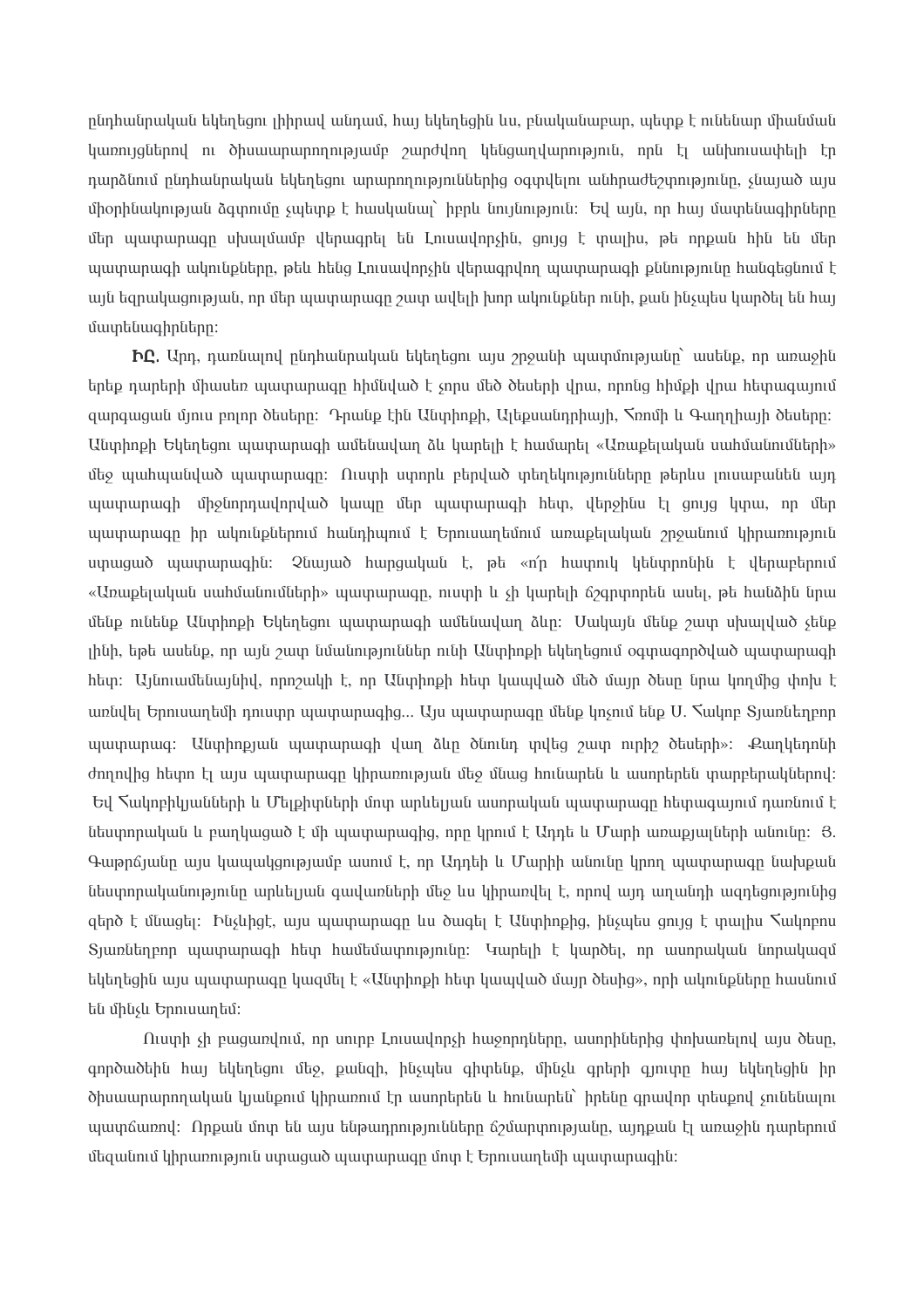ընդհանրական եկեղեցու լիիրավ անդամ, հայ եկեղեցին ևս, բնականաբար, պետք է ունենար միանման կառույցներով ու ծիսաարարողությամբ շարժվող կենցաղվարություն, որն էլ անխուսափելի էր դարձնում ընդհանրական եկեղեցու արարողություններից օգտվելու անհրաժեշտությունը, չնայած այս միօրինակության ձգտումը չպետք է հասկանալ՝ իբրև նույնություն: Եվ այն, որ հայ մատենագիրները մեր պատարագը սխալմամբ վերագրել են Լուսավորչին, ցույց է տալիս, թե որքան հին են մեր պատարագի ակունքները, թեև հենց Լուսավորչին վերագրվող պատարագի քննությունը հանգեցնում է այն եզրակացության, որ մեր պատարագը շատ ավելի խոր ակունքներ ունի, քան ինչպես կարծել են հայ մատենագիրները:

**ԻԸ.** Արդ, դառնալով ընդհանրական եկեղեցու այս շրջանի պատմությանը՝ ասենք, որ առաջին երեք դարերի միասեռ պատարագը հիմնված է չորս մեծ ծեսերի վրա, որոնց հիմքի վրա հետագայում զարգացան մյուս բոլոր ծեսերը: Դրանք էին Անտիոքի, Ալեքսանդրիայի, Հռոմի և Գաղղիայի ծեսերը: Անտիոքի Եկեղեցու պատարագի ամենավաղ ձև կարելի է համարել «Առաքելական սահմանումների» մեջ պահպանված պատարագը: Ուստի ստորև բերված փեղեկությունները թերևս լուսաբանեն այդ պատարագի միջնորդավորված կապը մեր պատարագի հետ, վերջինս էլ ցույց կտա, որ մեր պատարագը իր ակունքներում հանդիպում է Երուսաղեմում առաքելական շրջանում կիրառություն ստացած պատարագին: Չնայած հարցական է, թե «ո՛ր հատուկ կենտրոնին է վերաբերում «Առաքելական սահմանումների» պատարագը, ուստի և չի կարելի ճշգրտորեն ասել, թե հանձին նրա մենք ունենք Անտիոքի Եկեղեցու պատարագի ամենավաղ ձևը: Սակայն մենք շատ սխալված չենք լինի, եթե ասենք, որ այն շատ նմանություններ ունի Անտիոքի եկեղեցում օգտագործված պատարագի հետ: Այնուամենայնիվ, որոշակի է, որ Անտիոքի հետ կապված մեծ մայր ծեսը նրա կողմից փոխ է առնվել Երուսաղեմի դուստր պատարագից... Այս պատարագը մենք կոչում ենք Ս. Հակոբ Տյառնեղբոր պատարագ: Անտիոքյան պատարագի վաղ ձևը ծնունդ տվեց շատ ուրիշ ծեսերի»: Քաղկեդոնի ժողովից հետո էլ այս պատարագը կիրառության մեջ մնաց հունարեն և ասորերեն տարբերակներով: Եվ Հակոբիկյանների և Մելքիտների մոտ արևելյան ասորական պատարագը հետագայում դառնում է նեստորական և բաղկացած է մի պատարագից, որը կրում է Ադդե և Մարի առաքյալների անունը: Յ. Գաթրճյանը այս կապակցությամբ ասում է, որ Ադդեի և Մարիի անունը կրող պատարագը նախքան նեստորականությունը արևելյան գավառների մեջ ևս կիրառվել է, որով այդ աղանդի ազդեցությունից զերծ է մնացել: Ինչևիցէ, այս պատարագը ևս ծագել է Անտիոքից, ինչպես ցույց է տալիս Հակոբոս Տյառնեղբոր պատարագի հետ համեմատությունը: Կարելի է կարծել, որ ասորական նորակազմ եկեղեցին այս պատարագը կազմել է «Անտիոքի հետ կապված մայր ծեսից», որի ակունքները հասնում են մինչև Երուսաղեմ:

Ուստի չի բացառվում, որ սուրբ Լուսավորչի հաջորդները, ասորիներից փոխառելով այս ծեսը, գործածեին հայ եկեղեցու մեջ, քանզի, ինչպես գիտենք, մինչև գրերի գյուտը հայ եկեղեցին իր ծիսաարարողական կյանքում կիրառում էր ասորերեն և հունարեն՝ իրենը գրավոր տեսքով չունենալու պատճառով: Որքան մոտ են այս ենթադրությունները ճշմարտությանը, այդքան էլ առաջին դարերում մեզանում կիրառություն ստացած պատարագը մոտ է Երուսաղեմի պատարագին: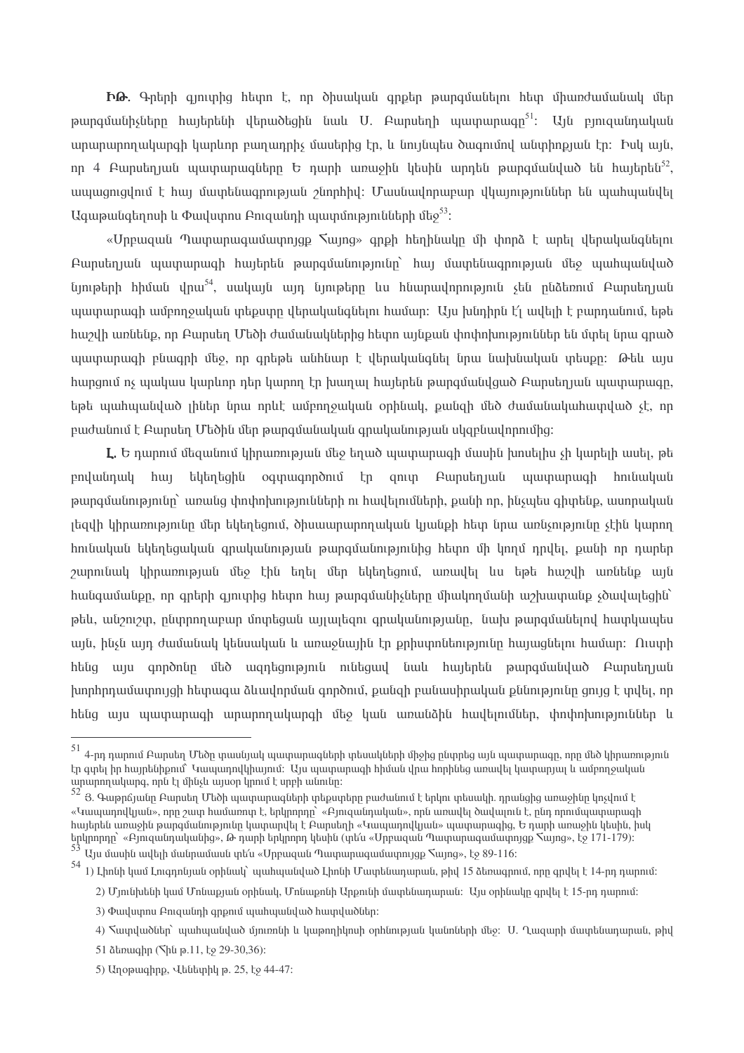**ԻԹ**. Գրերի գյուտից հետո է, որ ծիսական գրքեր թարգմանելու հետ միաժամանակ մեր թարգմանիչները հայերենի վերածեցին նաև Ս. Բարսեղի պատարագը[51]: Այն բյուզանդական արարողակարգի կարևոր բաղադրիչ մասերից էր, և նույնպես ծագումով անտիոքյան էր: Իսկ այն, որ 4 Բարսեղյան պատարագները Ե դարի առաջին կեսին արդեն թարգմանված են հայերեն[52], ապացուցվում է հայ մատենագրության շնորհիվ: Մասնավորաբար վկայություններ են պահպանվել Ագաթանգեղոսի և Փավստոս Բուզանդի պատմությունների մեջ[53]:

«Սրբազան Պատարագամատոյցք Հայոց» գրքի հեղինակը մի փորձ է արել վերականգնելու Բարսեղյան պատարագի հայերեն թարգմանությունը՝ հայ մատենագրության մեջ պահպանված նյութերի հիման վրա[54], սակայն այդ նյութերը ևս հնարավորություն չեն ընձեռում Բարսեղյան պատարագի ամբողջական տեքստը վերականգնելու համար: Այս խնդիրն էլ ավելի է բարդանում, եթե հաշվի առնենք, որ Բարսեղ Մեծի ժամանակներից հետո այնքան փոփոխություններ են մտել նրա գրած պատարագի բնագրի մեջ, որ գրեթե անհնար է վերականգնել նրա նախնական տեսքը: Թեև այս հարցում ոչ պակաս կարևոր դեր կարող էր խաղալ հայերեն թարգմանված Բարսեղյան պատարագը, եթե պահպանված լիներ նրա որևէ ամբողջական օրինակ, քանզի մեծ ժամանակահատված չէ, որ բաժանում է Բարսեղ Մեծին մեր թարգմանական գրականության սկզբնավորումից:

**Լ**. Ե դարում մեզանում կիրառության մեջ եղած պատարագի մասին խոսելիս չի կարելի ասել, թե բովանդակ հայ եկեղեցին օգտագործում էր զուտ Բարսեղյան պատարագի հունական թարգմանությունը՝ առանց փոփոխությունների ու հավելումների, քանի որ, ինչպես գիտենք, ասորական լեզվի կիրառությունը մեր եկեղեցում, ծիսաարարողական կյանքի հետ նրա առնչությունը չէին կարող հունական եկեղեցական գրականության թարգմանությունից հետո մի կողմ դրվել, քանի որ դարեր շարունակ կիրառության մեջ էին եղել մեր եկեղեցում, առավել ևս եթե հաշվի առնենք այն հանգամանքը, որ գրերի գյուտից հետո հայ թարգմանիչները միակողմանի աշխատանք չծավալեցին՝ թեև, անշուշտ, ընտրողաբար մոտեցան այլալեզու գրականությանը, նախ թարգմանելով հատկապես այն, ինչն այդ ժամանակ կենսական և առաջնային էր քրիստոնեությունը հայացնելու համար: Ուստի հենց այս գործոնը մեծ ազդեցություն ունեցավ նաև հայերեն թարգմանված Բարսեղյան խորհրդամատույցի հետագա ձևավորման գործում, քանզի բանասիրական քննությունը ցույց է տվել, որ հենց այս պատարագի արարողակարգի մեջ կան առանձին հավելումներ, փոփոխություններ և

---

[51] 4-րդ դարում Բարսեղ Մեծը տասնյակ պատարագների տեսակների միջից ընտրեց այն պատարագը, որը մեծ կիրառություն էր գտել իր հայրենիքում՝ Կապադովկիայում: Այս պատարագի հիման վրա հորինեց առավել կատարյալ և ամբողջական արարողակարգ, որն էլ մինչև այսօր կրում է սրբի անունը:

[52] Ց. Գաթրճյանը Բարսեղ Մեծի պատարագների տեքստերը բաժանում է երկու տեսակի. դրանցից առաջինը կոչվում է «Կապադովկյան», որը շատ համառոտ է, երկրորդը՝ «Բյուզանդական», որն առավել ծավալուն է, ընդ որում պատարագի հայերեն առաջին թարգմանությունը կատարվել է Բարսեղի «Կապադովկյան» պատարագից, Ե դարի առաջին կեսին, իսկ երկրորդը՝ «Բյուզանդականից», Թ դարի երկրորդ կեսին (տե՛ս «Սրբազան Պատարագամատոյցք Հայոց», էջ 171-179):

[53] Այս մասին ավելի մանրամասն տե՛ս «Սրբազան Պատարագամատոյցք Հայոց», էջ 89-116:

[54] 1) Լիոնի կամ Լուգդոնյան օրինակ՝ պահպանված Լիոնի Մատենադարան, թիվ 15 ձեռագրում, որը գրվել է 14-րդ դարում:

2) Մյունխենի կամ Մոնաքյան օրինակ, Մոնաքոնի Արքունի մատենադարան: Այս օրինակը գրվել է 15-րդ դարում:

3) Փավստոս Բուզանդի գրքում պահպանված հատվածներ:

4) Հատվածներ՝ պահպանված մյուռոնի և կաթողիկոսի օրհնության կանոնների մեջ: Ս. Ղազարի մատենադարան, թիվ 51 ձեռագիր (Հին թ.11, էջ 29-30,36):

5) Աղոթագիրք, Վենետիկ թ. 25, էջ 44-47: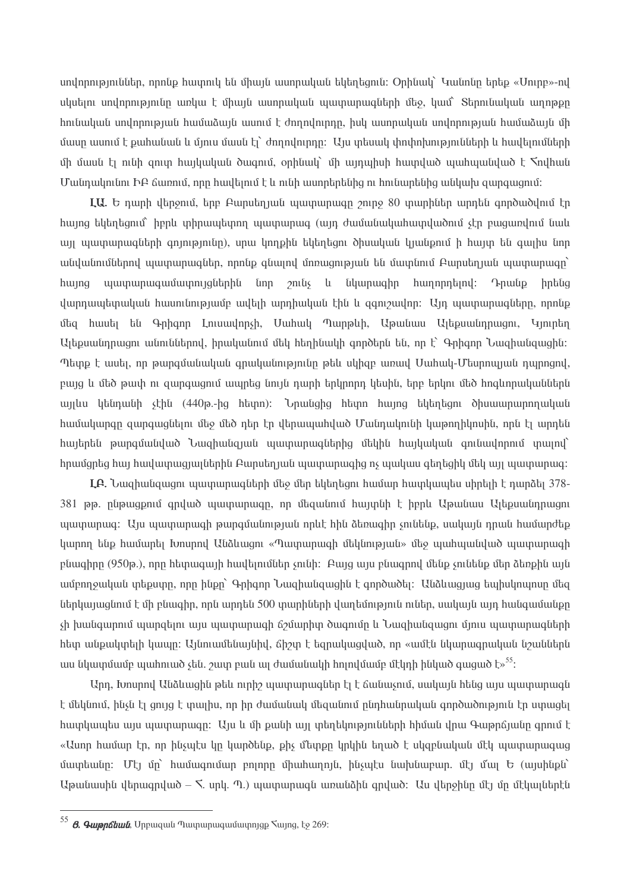սովորություններ, որոնք հատուկ են միայն ասորական եկեղեցուն: Օրինակ՝ Կանոնը երեք «Մուրբ»-ով սկսելու սովորությունը առկա է միայն ասորական պատարագների մեջ, կամ՝ Տերունական աղոթքը հունական սովորության համաձայն ասում է ժողովուրդը, իսկ ասորական սովորության համաձայն մի մասը ասում է քահանան և մյուս մասն էլ՝ ժողովուրդը: Այս տեսակ փոփոխությունների և հավելումների մի մասն էլ ունի զուտ հայկական ծագում, օրինակ՝ մի այդպիսի հատված պահպանված է Հովհան Մանդակունու ԻԲ ճառում, որը հավելում է և ունի ասորերենից ու հունարենից անկախ զարգացում:

**ԼԱ.** Ե դարի վերջում, երբ Բարսեղյան պատարագը շուրջ 80 տարիներ արդեն գործածվում էր հայոց եկեղեցում՝ իբրև փիրապետող պատարագ (այդ ժամանակահատվածում չէր բացառվում նաև այլ պատարագների գոյությունը), սրա կողքին եկեղեցու ծիսական կյանքում ի հայտ են գալիս նոր անվանումներով պատարագներ, որոնք գնալով մոռացության են մատնում Բարսեղյան պատարագը՝ հայոց պատարագամատույցներին նոր շունչ և նկարագիր հաղորդելով: Դրանք իրենց վարդապետական հասունությամբ ավելի արդիական էին և զգուշավոր: Այդ պատարագները, որոնք մեզ հասել են Գրիգոր Լուսավորչի, Սահակ Պարթևի, Աթանաս Ալեքսանդրացու, Կյուրեղ Ալեքսանդրացու անուններով, իրականում մեկ հեղինակի գործերն են, որ է՝ Գրիգոր Նազիանզացին: Պետք է ասել, որ թարգմանական գրականությունը թեև սկիզբ առավ Սահակ-Մեսրոպյան դպրոցով, բայց և մեծ թափ ու զարգացում ապրեց նույն դարի երկրորդ կեսին, երբ երկու մեծ հոգևորականներն այլևս կենդանի չէին (440թ.-ից հետո): Նրանցից հետո հայոց եկեղեցու ծիսաարարողական համակարգը զարգացնելու մեջ մեծ դեր էր վերապահված Մանդակունի կաթողիկոսին, որն էլ արդեն հայերեն թարգմանված Նազիանզյան պատարագներից մեկին հայկական գունավորում տալով՝ հրամցրեց հայ հավատացյալներին Բարսեղյան պատարագից ոչ պակաս գեղեցիկ մեկ այլ պատարագ:

**ԼԲ.** Նազիանզացու պատարագների մեջ մեր եկեղեցու համար հատկապես սիրելի է դարձել 378-381 թթ. ընթացքում գրված պատարագը, որ մեզանում հայտնի է իբրև Աթանաս Ալեքսանդրացու պատարագ: Այս պատարագի թարգմանության որևէ հին ձեռագիր չունենք, սակայն դրան համարժեք կարող ենք համարել Խոսրով Անձևացու «Պատարագի մեկնության» մեջ պահպանված պատարագի բնագիրը (950թ.), որը հետագայի հավելումներ չունի: Բայց այս բնագրով մենք չունենք մեր ձեռքին այն ամբողջական տեքստը, որը ինքը՝ Գրիգոր Նազիանզացին է գործածել: Անձևացյաց եպիսկոպոսը մեզ ներկայացնում է մի բնագիր, որն արդեն 500 տարիների վաղեմություն ուներ, սակայն այդ հանգամանքը չի խանգարում պարզելու այս պատարագի ճշմարիտ ծագումը և Նազիանզացու մյուս պատարագների հետ անքակտելի կապը: Այնուամենայնիվ, ճիշտ է եզրակացված, որ «ամէն նկարագրական նշաններն աս նկատմամբ պահուած չեն. շատ բան ալ ժամանակի հոլովմամբ մէկդի ինկած զացած է»[55]:

Արդ, Խոսրով Անձևացին թեև ուրիշ պատարագներ էլ է ճանաչում, սակայն հենց այս պատարագն է մեկնում, ինչն էլ ցույց է տալիս, որ իր ժամանակ մեզանում ընդհանրական գործածություն էր ստացել հատկապես այս պատարագը: Այս և մի քանի այլ տեղեկությունների հիման վրա Գաթրճյանը գրում է «Ասոր համար էր, որ ինչպէս կը կարծենք, քիչ մ'ետքը կրկին եղած է սկզբնական մէկ պատարագաց մատեանը: Մէյ մը՝ համագումար բոլորը միահաղոյն, ինչպէս նախնաբար. մէյ մ'ալ Ե (այսինքն՝ Աթանասին վերագրված – Հ. սրկ. Պ.) պատարագն առանձին գրված: Աս վերջինը մէյ մը մէկալներէն

---

[55] *Յ. Գաթրճեան*, Սրբազան Պատարագամատոյցք Հայոց, էջ 269: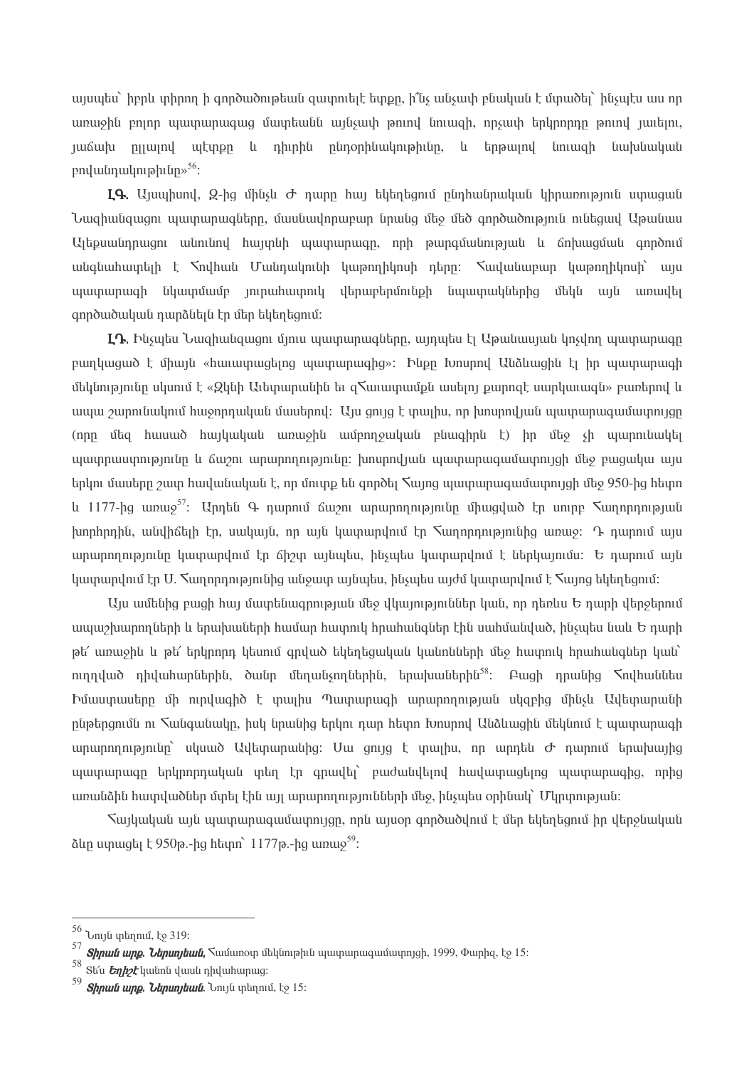այսպէս՝ իբրև փիրող ի գործածութեան զապուեալ եպրը, ի՞նչ անչափ բնական է մտածել՝ ինչպէս աս որ առաջին բոլոր պատարագաց մատեանն այնչափ թուով նուազի, որչափ երկրորդը թուով յաւելու, յաճախ ըլլալով պէտքը և դիւրին ընդօրինակութիւնը, և երթալով նուազի նախնական բովանդակութիւնը»[56]:

**ԼԳ.** Այսպիսով, Զ-ից մինչև Ժ դարը հայ եկեղեցում ընդհանրական կիրառություն ստացան Նազիանզացու պատարագները, մասնավորաբար նրանց մեջ մեծ գործածություն ունեցավ Աթանաս Ալեքսանդրացու անունով հայտնի պատարագը, որի թարգմանության և ճոխացման գործում անգնահատելի է Հովհան Մանդակունի կաթողիկոսի դերը: Հավանաբար կաթողիկոսի՝ այս պատարագի նկատմամբ յուրահատուկ վերաբերմունքի նպատակներից մեկն այն առավել գործածական դարձնելն էր մեր եկեղեցում:

**ԼԴ.** Ինչպես Նազիանզացու մյուս պատարագները, այդպես էլ Աթանասյան կոչվող պատարագը բաղկացած է միայն «հաւատացելոց պատարագից»: Ինքը Խոսրով Անձևացին էլ իր պատարագի մեկնությունը սկսում է «Զկնի Աւետարանին եւ զՀաւատամքն ասելոյ քարոզէ սարկաւագն» բառերով և ապա շարունակում հաջորդական մասերով: Այս ցույց է տալիս, որ խոսրովյան պատարագամատույցը (որը մեզ հասած հայկական առաջին ամբողջական բնագիրն է) իր մեջ չի պարունակել պատրաստությունը և ճաշու արարողությունը: խոսրովյան պատարագամատույցի մեջ բացակա այս երկու մասերը շատ հավանական է, որ մուտք են գործել Հայոց պատարագամատույցի մեջ 950-ից հետո և 1177-ից առաջ[57]: Արդեն Գ դարում ճաշու արարողությունը միացված էր սուրբ Հաղորդության խորհրդին, անվիճելի էր, սակայն, որ այն կատարվում էր Հաղորդությունից առաջ: Դ դարում այս արարողությունը կատարվում էր ճիշտ այնպես, ինչպես կատարվում է ներկայումս: Ե դարում այն կատարվում էր Ս. Հաղորդությունից անջատ այնպես, ինչպես այժմ կատարվում է Հայոց եկեղեցում:

Այս ամենից բացի հայ մատենագրության մեջ վկայություններ կան, որ դեռևս Ե դարի վերջերում ապաշխարողների և երախաների համար հատուկ հրահանգներ էին սահմանված, ինչպես նաև Ե դարի թե՛ առաջին և թե՛ երկրորդ կեսում գրված եկեղեցական կանոնների մեջ հատուկ հրահանգներ կան՝ ուղղված դիվահարներին, ծանր մեղանչողներին, երախաներին[58]: Բացի դրանից Հովհաննես Իմաստասերը մի ուրվագիծ է տալիս Պատարագի արարողության սկզբից մինչև Ավետարանի ընթերցումն ու Հանգանակը, իսկ նրանից երկու դար հետո Խոսրով Անձևացին մեկնում է պատարագի արարողությունը՝ սկսած Ավետարանից: Սա ցույց է տալիս, որ արդեն Ժ դարում երախայից պատարագը երկրորդական տեղ էր գրավել՝ բաժանվելով հավատացելոց պատարագից, որից առանձին հատվածներ մտել էին այլ արարողությունների մեջ, ինչպես օրինակ՝ Մկրտության:

Հայկական այն պատարագամատույցը, որն այսօր գործածվում է մեր եկեղեցում իր վերջնական ձևը ստացել է 950թ.-ից հետո՝ 1177թ.-ից առաջ[59]:

---

[56] Նույն տեղում, էջ 319:

[57] ***Տիրան արք. Ներսոյեան,*** Համառօտ մեկնութիւն պատարագամատոյցի, 1999, Փարիզ, էջ 15:

[58] Տե՛ս ***Եղիշէ*** կանոն վասն դիվահարաց:

[59] ***Տիրան արք. Ներսոյեան***, Նույն տեղում, էջ 15: